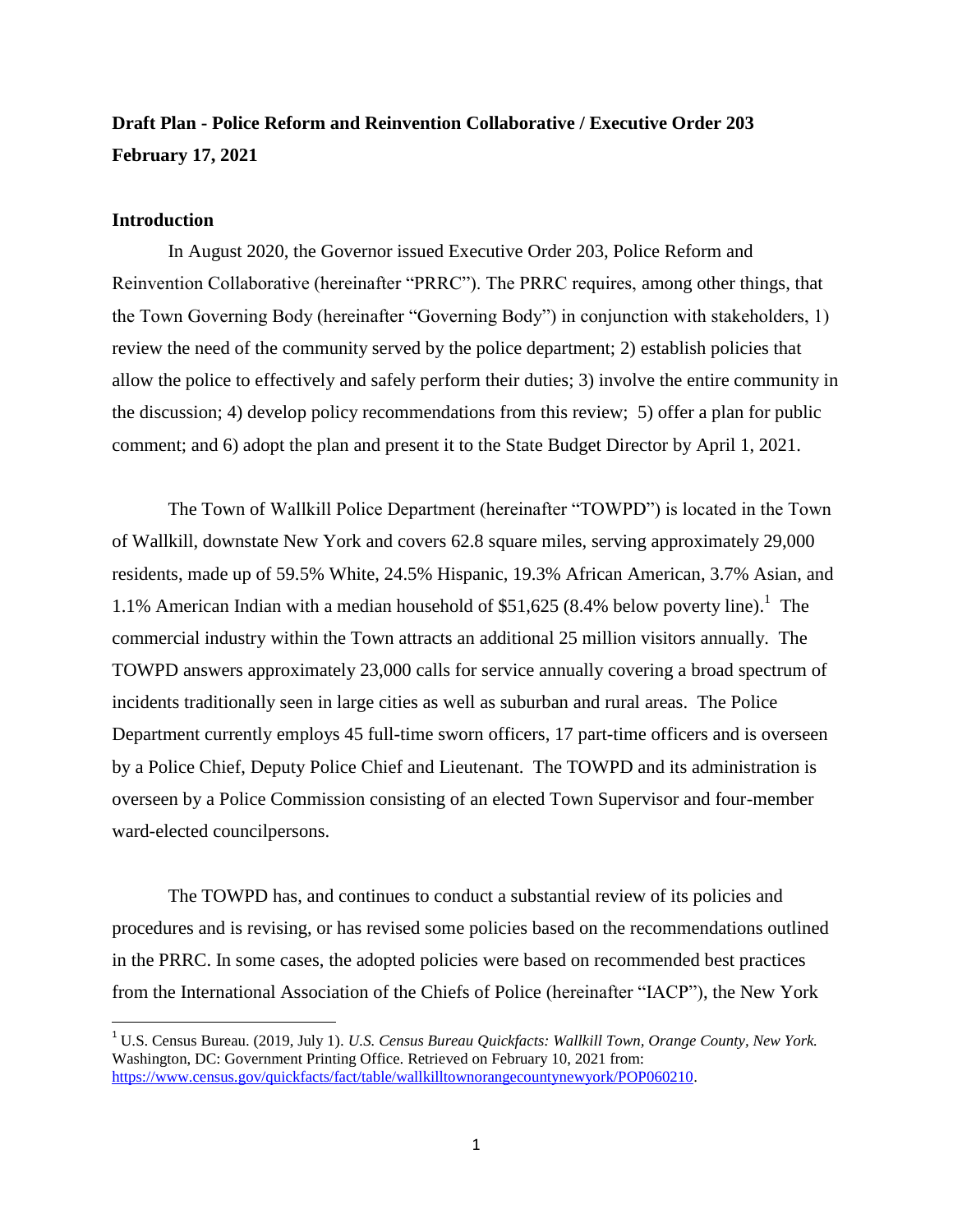**Draft Plan - Police Reform and Reinvention Collaborative / Executive Order 203**
**February 17, 2021**

**Introduction**

In August 2020, the Governor issued Executive Order 203, Police Reform and Reinvention Collaborative (hereinafter "PRRC"). The PRRC requires, among other things, that the Town Governing Body (hereinafter "Governing Body") in conjunction with stakeholders, 1) review the need of the community served by the police department; 2) establish policies that allow the police to effectively and safely perform their duties; 3) involve the entire community in the discussion; 4) develop policy recommendations from this review; 5) offer a plan for public comment; and 6) adopt the plan and present it to the State Budget Director by April 1, 2021.

The Town of Wallkill Police Department (hereinafter "TOWPD") is located in the Town of Wallkill, downstate New York and covers 62.8 square miles, serving approximately 29,000 residents, made up of 59.5% White, 24.5% Hispanic, 19.3% African American, 3.7% Asian, and 1.1% American Indian with a median household of $51,625 (8.4% below poverty line).[1] The commercial industry within the Town attracts an additional 25 million visitors annually. The TOWPD answers approximately 23,000 calls for service annually covering a broad spectrum of incidents traditionally seen in large cities as well as suburban and rural areas. The Police Department currently employs 45 full-time sworn officers, 17 part-time officers and is overseen by a Police Chief, Deputy Police Chief and Lieutenant. The TOWPD and its administration is overseen by a Police Commission consisting of an elected Town Supervisor and four-member ward-elected councilpersons.

The TOWPD has, and continues to conduct a substantial review of its policies and procedures and is revising, or has revised some policies based on the recommendations outlined in the PRRC. In some cases, the adopted policies were based on recommended best practices from the International Association of the Chiefs of Police (hereinafter "IACP"), the New York

[1] U.S. Census Bureau. (2019, July 1). *U.S. Census Bureau Quickfacts: Wallkill Town, Orange County, New York.* Washington, DC: Government Printing Office. Retrieved on February 10, 2021 from: https://www.census.gov/quickfacts/fact/table/wallkilltownorangecountynewyork/POP060210.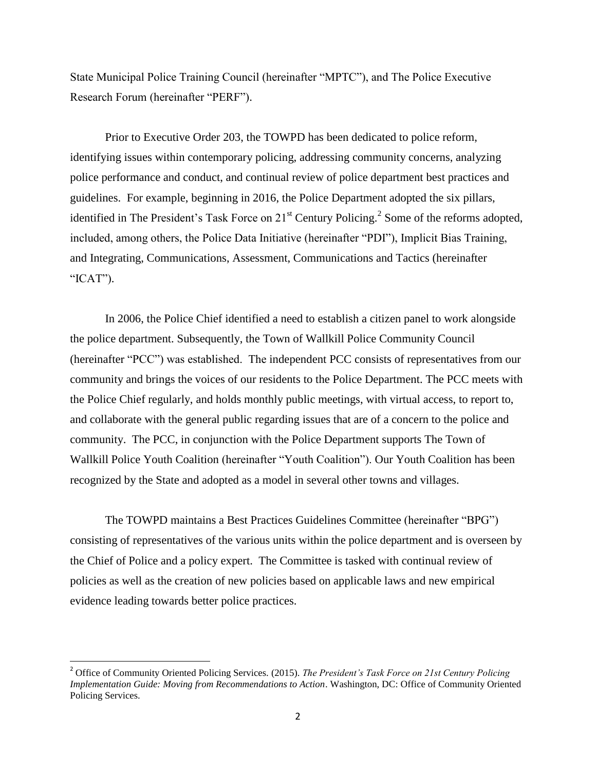State Municipal Police Training Council (hereinafter "MPTC"), and The Police Executive Research Forum (hereinafter "PERF").

Prior to Executive Order 203, the TOWPD has been dedicated to police reform, identifying issues within contemporary policing, addressing community concerns, analyzing police performance and conduct, and continual review of police department best practices and guidelines. For example, beginning in 2016, the Police Department adopted the six pillars, identified in The President's Task Force on 21st Century Policing.[2] Some of the reforms adopted, included, among others, the Police Data Initiative (hereinafter "PDI"), Implicit Bias Training, and Integrating, Communications, Assessment, Communications and Tactics (hereinafter "ICAT").

In 2006, the Police Chief identified a need to establish a citizen panel to work alongside the police department. Subsequently, the Town of Wallkill Police Community Council (hereinafter "PCC") was established. The independent PCC consists of representatives from our community and brings the voices of our residents to the Police Department. The PCC meets with the Police Chief regularly, and holds monthly public meetings, with virtual access, to report to, and collaborate with the general public regarding issues that are of a concern to the police and community. The PCC, in conjunction with the Police Department supports The Town of Wallkill Police Youth Coalition (hereinafter "Youth Coalition"). Our Youth Coalition has been recognized by the State and adopted as a model in several other towns and villages.

The TOWPD maintains a Best Practices Guidelines Committee (hereinafter "BPG") consisting of representatives of the various units within the police department and is overseen by the Chief of Police and a policy expert. The Committee is tasked with continual review of policies as well as the creation of new policies based on applicable laws and new empirical evidence leading towards better police practices.

---

[2] Office of Community Oriented Policing Services. (2015). *The President's Task Force on 21st Century Policing Implementation Guide: Moving from Recommendations to Action*. Washington, DC: Office of Community Oriented Policing Services.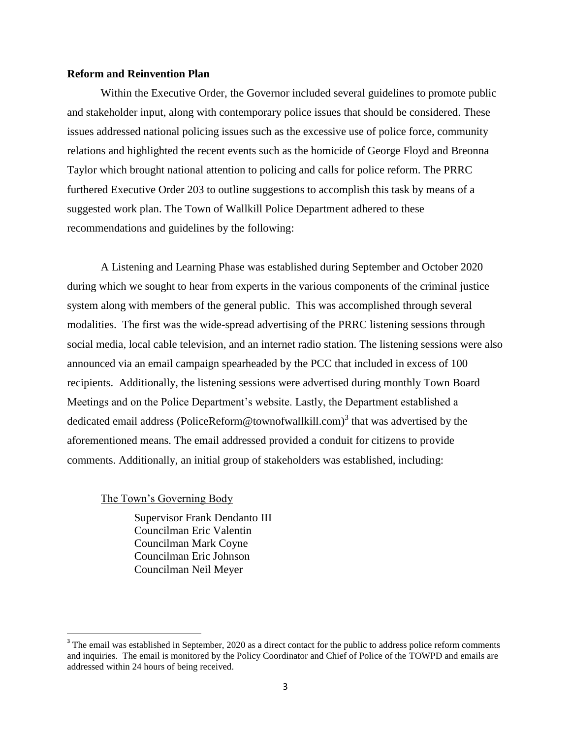**Reform and Reinvention Plan**

Within the Executive Order, the Governor included several guidelines to promote public and stakeholder input, along with contemporary police issues that should be considered. These issues addressed national policing issues such as the excessive use of police force, community relations and highlighted the recent events such as the homicide of George Floyd and Breonna Taylor which brought national attention to policing and calls for police reform. The PRRC furthered Executive Order 203 to outline suggestions to accomplish this task by means of a suggested work plan. The Town of Wallkill Police Department adhered to these recommendations and guidelines by the following:

A Listening and Learning Phase was established during September and October 2020 during which we sought to hear from experts in the various components of the criminal justice system along with members of the general public. This was accomplished through several modalities. The first was the wide-spread advertising of the PRRC listening sessions through social media, local cable television, and an internet radio station. The listening sessions were also announced via an email campaign spearheaded by the PCC that included in excess of 100 recipients. Additionally, the listening sessions were advertised during monthly Town Board Meetings and on the Police Department's website. Lastly, the Department established a dedicated email address (PoliceReform@townofwallkill.com)[3] that was advertised by the aforementioned means. The email addressed provided a conduit for citizens to provide comments. Additionally, an initial group of stakeholders was established, including:

<u>The Town's Governing Body</u>

Supervisor Frank Dendanto III
Councilman Eric Valentin
Councilman Mark Coyne
Councilman Eric Johnson
Councilman Neil Meyer

[3] The email was established in September, 2020 as a direct contact for the public to address police reform comments and inquiries. The email is monitored by the Policy Coordinator and Chief of Police of the TOWPD and emails are addressed within 24 hours of being received.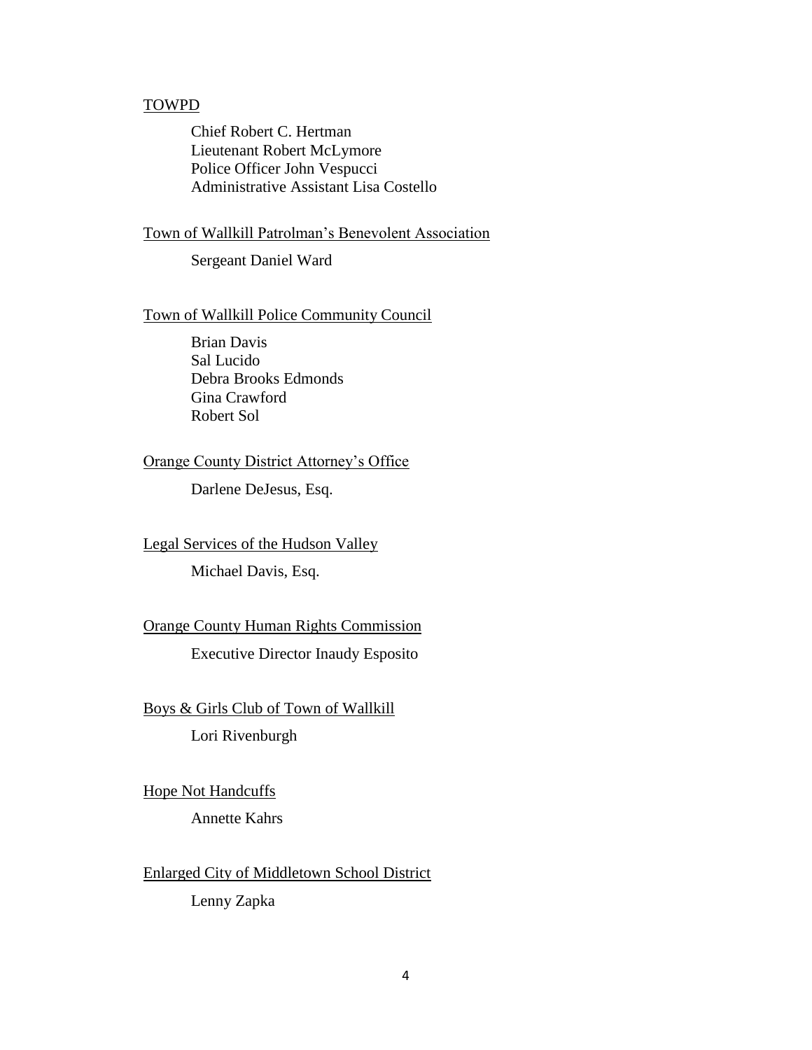TOWPD

Chief Robert C. Hertman
Lieutenant Robert McLymore
Police Officer John Vespucci
Administrative Assistant Lisa Costello

Town of Wallkill Patrolman's Benevolent Association

Sergeant Daniel Ward

Town of Wallkill Police Community Council

Brian Davis
Sal Lucido
Debra Brooks Edmonds
Gina Crawford
Robert Sol

Orange County District Attorney's Office

Darlene DeJesus, Esq.

Legal Services of the Hudson Valley

Michael Davis, Esq.

Orange County Human Rights Commission

Executive Director Inaudy Esposito

Boys & Girls Club of Town of Wallkill

Lori Rivenburgh

Hope Not Handcuffs

Annette Kahrs

Enlarged City of Middletown School District

Lenny Zapka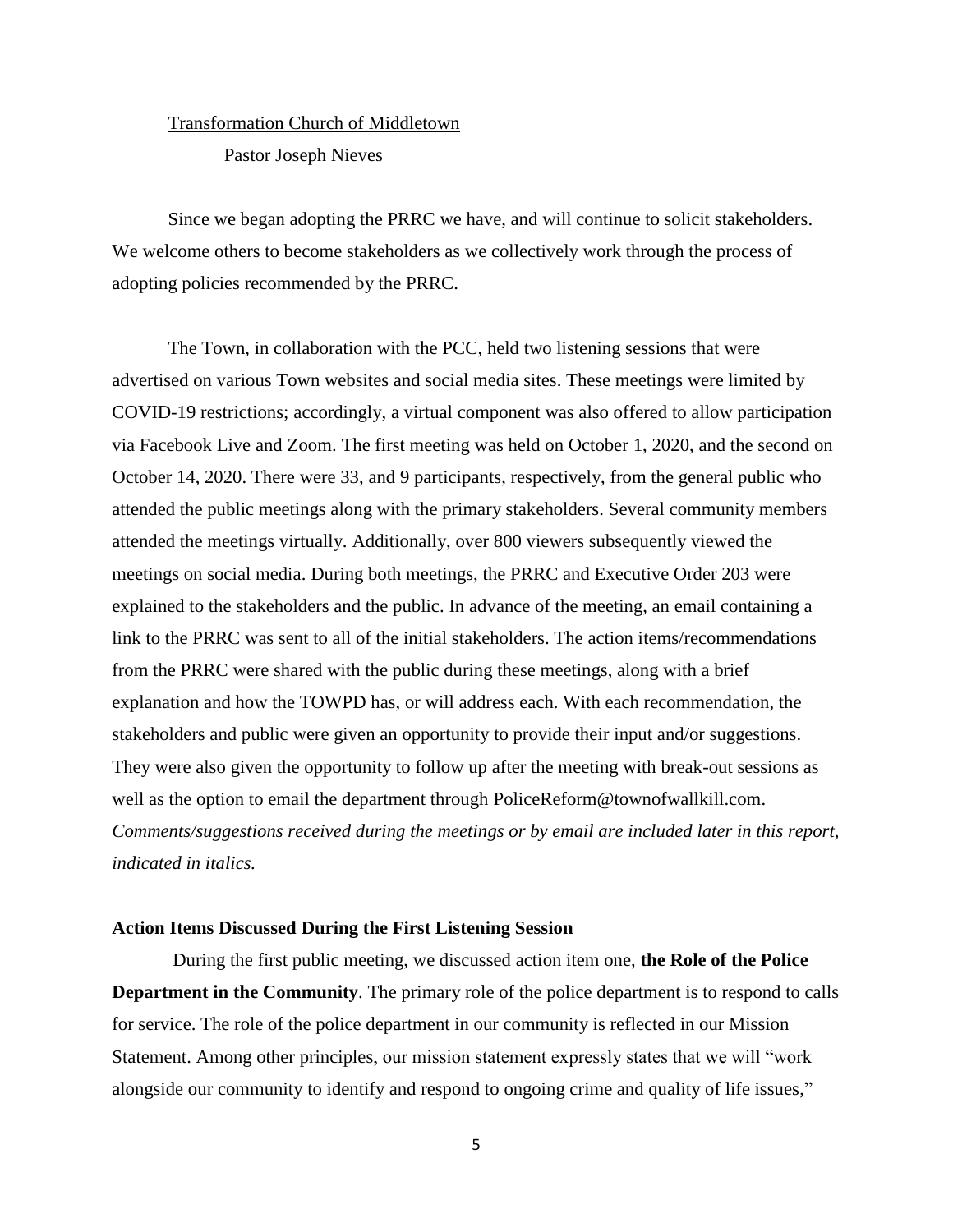Transformation Church of Middletown

Pastor Joseph Nieves

Since we began adopting the PRRC we have, and will continue to solicit stakeholders. We welcome others to become stakeholders as we collectively work through the process of adopting policies recommended by the PRRC.

The Town, in collaboration with the PCC, held two listening sessions that were advertised on various Town websites and social media sites. These meetings were limited by COVID-19 restrictions; accordingly, a virtual component was also offered to allow participation via Facebook Live and Zoom. The first meeting was held on October 1, 2020, and the second on October 14, 2020. There were 33, and 9 participants, respectively, from the general public who attended the public meetings along with the primary stakeholders. Several community members attended the meetings virtually. Additionally, over 800 viewers subsequently viewed the meetings on social media. During both meetings, the PRRC and Executive Order 203 were explained to the stakeholders and the public. In advance of the meeting, an email containing a link to the PRRC was sent to all of the initial stakeholders. The action items/recommendations from the PRRC were shared with the public during these meetings, along with a brief explanation and how the TOWPD has, or will address each. With each recommendation, the stakeholders and public were given an opportunity to provide their input and/or suggestions. They were also given the opportunity to follow up after the meeting with break-out sessions as well as the option to email the department through PoliceReform@townofwallkill.com. *Comments/suggestions received during the meetings or by email are included later in this report, indicated in italics.*

**Action Items Discussed During the First Listening Session**

During the first public meeting, we discussed action item one, **the Role of the Police Department in the Community**. The primary role of the police department is to respond to calls for service. The role of the police department in our community is reflected in our Mission Statement. Among other principles, our mission statement expressly states that we will "work alongside our community to identify and respond to ongoing crime and quality of life issues,"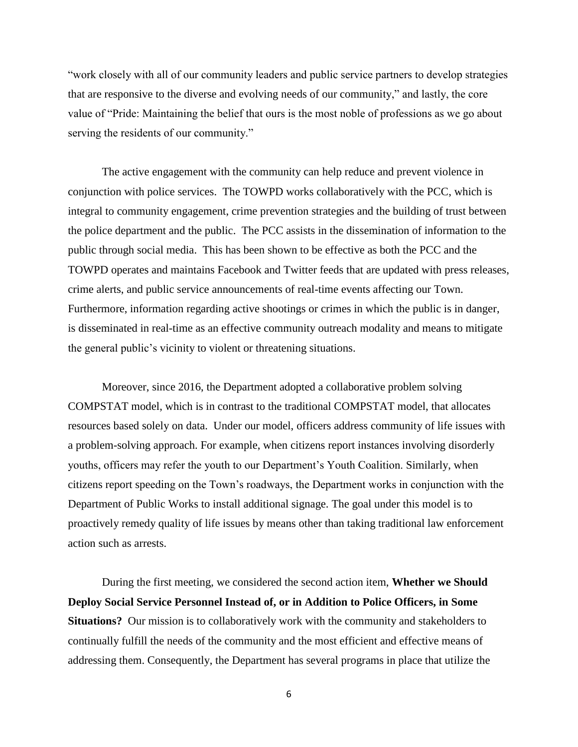"work closely with all of our community leaders and public service partners to develop strategies that are responsive to the diverse and evolving needs of our community," and lastly, the core value of "Pride: Maintaining the belief that ours is the most noble of professions as we go about serving the residents of our community."

The active engagement with the community can help reduce and prevent violence in conjunction with police services. The TOWPD works collaboratively with the PCC, which is integral to community engagement, crime prevention strategies and the building of trust between the police department and the public. The PCC assists in the dissemination of information to the public through social media. This has been shown to be effective as both the PCC and the TOWPD operates and maintains Facebook and Twitter feeds that are updated with press releases, crime alerts, and public service announcements of real-time events affecting our Town. Furthermore, information regarding active shootings or crimes in which the public is in danger, is disseminated in real-time as an effective community outreach modality and means to mitigate the general public's vicinity to violent or threatening situations.

Moreover, since 2016, the Department adopted a collaborative problem solving COMPSTAT model, which is in contrast to the traditional COMPSTAT model, that allocates resources based solely on data. Under our model, officers address community of life issues with a problem-solving approach. For example, when citizens report instances involving disorderly youths, officers may refer the youth to our Department's Youth Coalition. Similarly, when citizens report speeding on the Town's roadways, the Department works in conjunction with the Department of Public Works to install additional signage. The goal under this model is to proactively remedy quality of life issues by means other than taking traditional law enforcement action such as arrests.

During the first meeting, we considered the second action item, **Whether we Should Deploy Social Service Personnel Instead of, or in Addition to Police Officers, in Some Situations?** Our mission is to collaboratively work with the community and stakeholders to continually fulfill the needs of the community and the most efficient and effective means of addressing them. Consequently, the Department has several programs in place that utilize the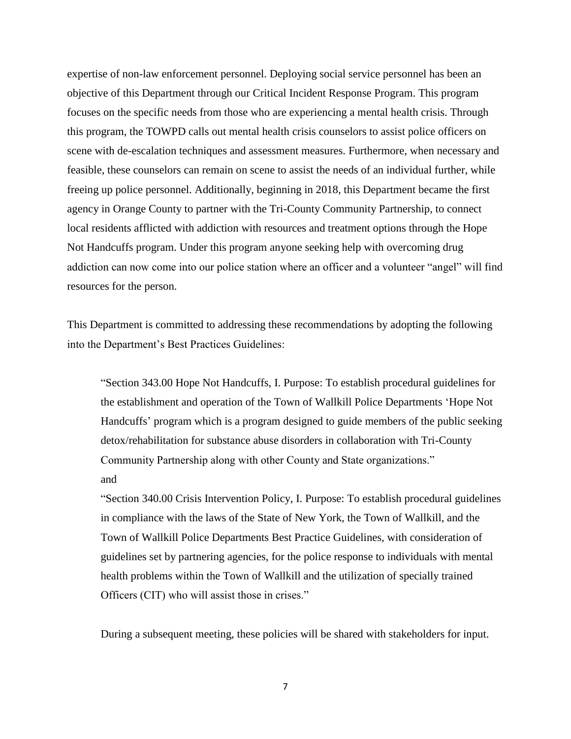expertise of non-law enforcement personnel. Deploying social service personnel has been an objective of this Department through our Critical Incident Response Program. This program focuses on the specific needs from those who are experiencing a mental health crisis. Through this program, the TOWPD calls out mental health crisis counselors to assist police officers on scene with de-escalation techniques and assessment measures. Furthermore, when necessary and feasible, these counselors can remain on scene to assist the needs of an individual further, while freeing up police personnel. Additionally, beginning in 2018, this Department became the first agency in Orange County to partner with the Tri-County Community Partnership, to connect local residents afflicted with addiction with resources and treatment options through the Hope Not Handcuffs program. Under this program anyone seeking help with overcoming drug addiction can now come into our police station where an officer and a volunteer "angel" will find resources for the person.

This Department is committed to addressing these recommendations by adopting the following into the Department's Best Practices Guidelines:

> "Section 343.00 Hope Not Handcuffs, I. Purpose: To establish procedural guidelines for the establishment and operation of the Town of Wallkill Police Departments 'Hope Not Handcuffs' program which is a program designed to guide members of the public seeking detox/rehabilitation for substance abuse disorders in collaboration with Tri-County Community Partnership along with other County and State organizations."
>
> and
>
> "Section 340.00 Crisis Intervention Policy, I. Purpose: To establish procedural guidelines in compliance with the laws of the State of New York, the Town of Wallkill, and the Town of Wallkill Police Departments Best Practice Guidelines, with consideration of guidelines set by partnering agencies, for the police response to individuals with mental health problems within the Town of Wallkill and the utilization of specially trained Officers (CIT) who will assist those in crises."
>
> During a subsequent meeting, these policies will be shared with stakeholders for input.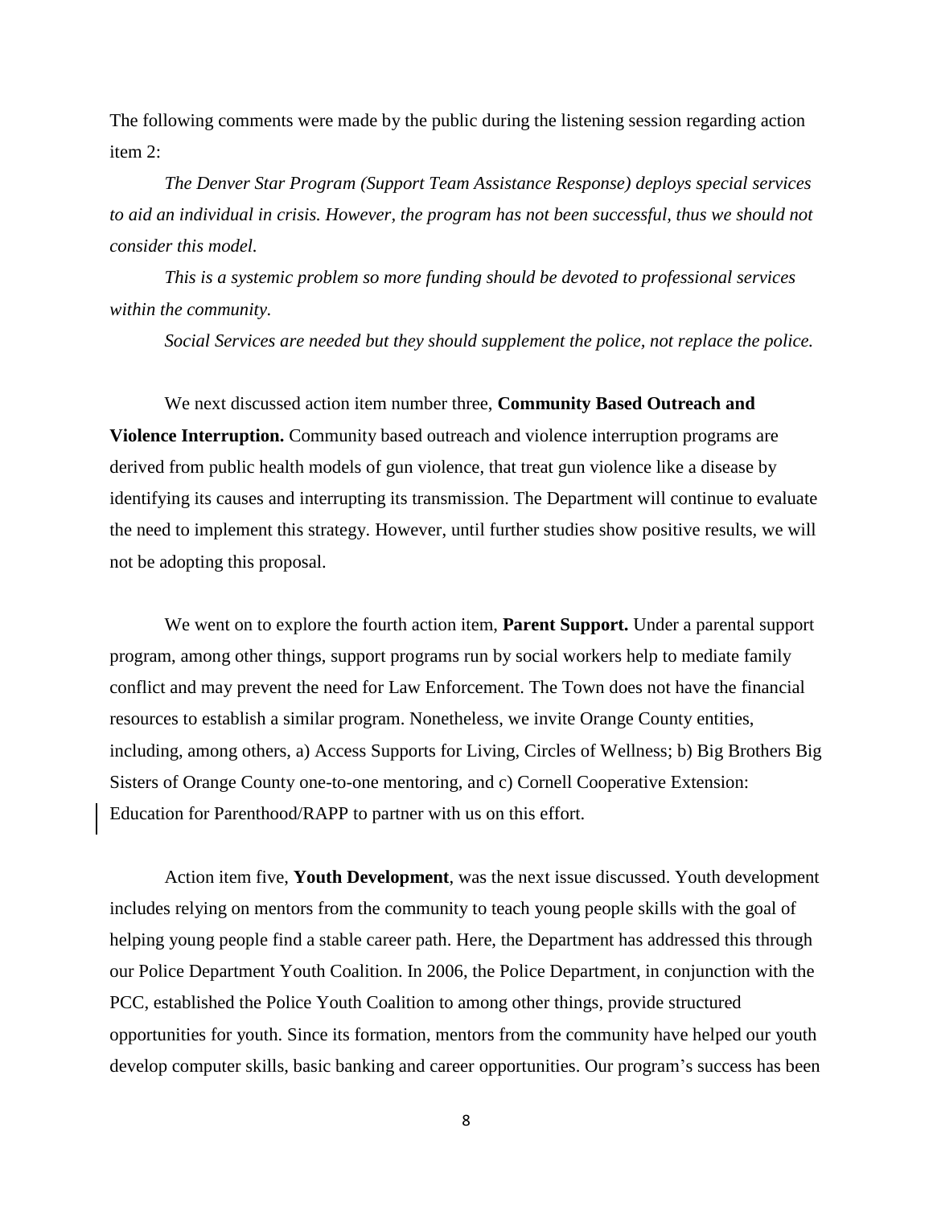The following comments were made by the public during the listening session regarding action item 2:

*The Denver Star Program (Support Team Assistance Response) deploys special services to aid an individual in crisis. However, the program has not been successful, thus we should not consider this model.*

*This is a systemic problem so more funding should be devoted to professional services within the community.*

*Social Services are needed but they should supplement the police, not replace the police.*

We next discussed action item number three, **Community Based Outreach and Violence Interruption.** Community based outreach and violence interruption programs are derived from public health models of gun violence, that treat gun violence like a disease by identifying its causes and interrupting its transmission. The Department will continue to evaluate the need to implement this strategy. However, until further studies show positive results, we will not be adopting this proposal.

We went on to explore the fourth action item, **Parent Support.** Under a parental support program, among other things, support programs run by social workers help to mediate family conflict and may prevent the need for Law Enforcement. The Town does not have the financial resources to establish a similar program. Nonetheless, we invite Orange County entities, including, among others, a) Access Supports for Living, Circles of Wellness; b) Big Brothers Big Sisters of Orange County one-to-one mentoring, and c) Cornell Cooperative Extension: Education for Parenthood/RAPP to partner with us on this effort.

Action item five, **Youth Development**, was the next issue discussed. Youth development includes relying on mentors from the community to teach young people skills with the goal of helping young people find a stable career path. Here, the Department has addressed this through our Police Department Youth Coalition. In 2006, the Police Department, in conjunction with the PCC, established the Police Youth Coalition to among other things, provide structured opportunities for youth. Since its formation, mentors from the community have helped our youth develop computer skills, basic banking and career opportunities. Our program's success has been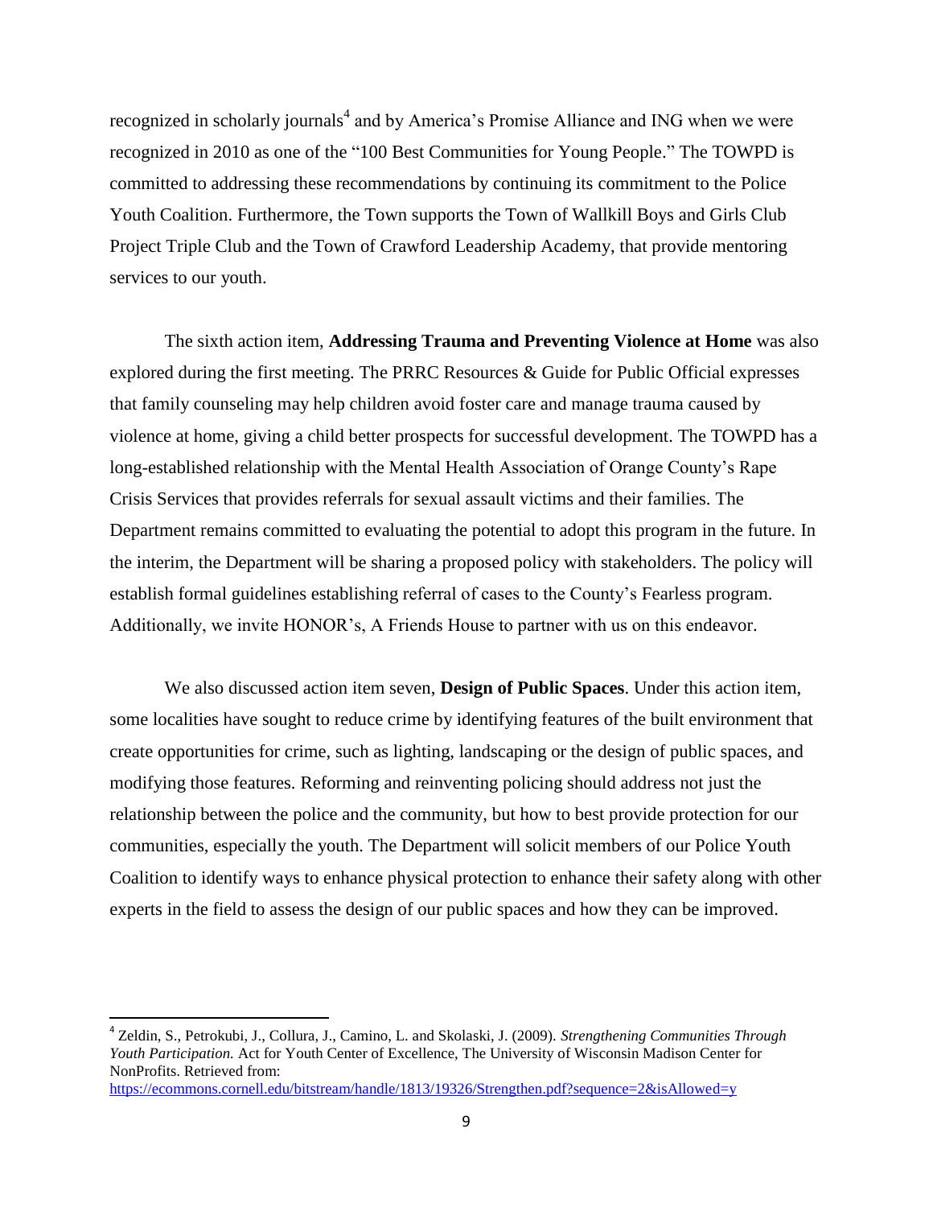recognized in scholarly journals[4] and by America's Promise Alliance and ING when we were recognized in 2010 as one of the "100 Best Communities for Young People." The TOWPD is committed to addressing these recommendations by continuing its commitment to the Police Youth Coalition. Furthermore, the Town supports the Town of Wallkill Boys and Girls Club Project Triple Club and the Town of Crawford Leadership Academy, that provide mentoring services to our youth.

The sixth action item, **Addressing Trauma and Preventing Violence at Home** was also explored during the first meeting. The PRRC Resources & Guide for Public Official expresses that family counseling may help children avoid foster care and manage trauma caused by violence at home, giving a child better prospects for successful development. The TOWPD has a long-established relationship with the Mental Health Association of Orange County's Rape Crisis Services that provides referrals for sexual assault victims and their families. The Department remains committed to evaluating the potential to adopt this program in the future. In the interim, the Department will be sharing a proposed policy with stakeholders. The policy will establish formal guidelines establishing referral of cases to the County's Fearless program. Additionally, we invite HONOR's, A Friends House to partner with us on this endeavor.

We also discussed action item seven, **Design of Public Spaces**. Under this action item, some localities have sought to reduce crime by identifying features of the built environment that create opportunities for crime, such as lighting, landscaping or the design of public spaces, and modifying those features. Reforming and reinventing policing should address not just the relationship between the police and the community, but how to best provide protection for our communities, especially the youth. The Department will solicit members of our Police Youth Coalition to identify ways to enhance physical protection to enhance their safety along with other experts in the field to assess the design of our public spaces and how they can be improved.

---

[4] Zeldin, S., Petrokubi, J., Collura, J., Camino, L. and Skolaski, J. (2009). *Strengthening Communities Through Youth Participation.* Act for Youth Center of Excellence, The University of Wisconsin Madison Center for NonProfits. Retrieved from: https://ecommons.cornell.edu/bitstream/handle/1813/19326/Strengthen.pdf?sequence=2&isAllowed=y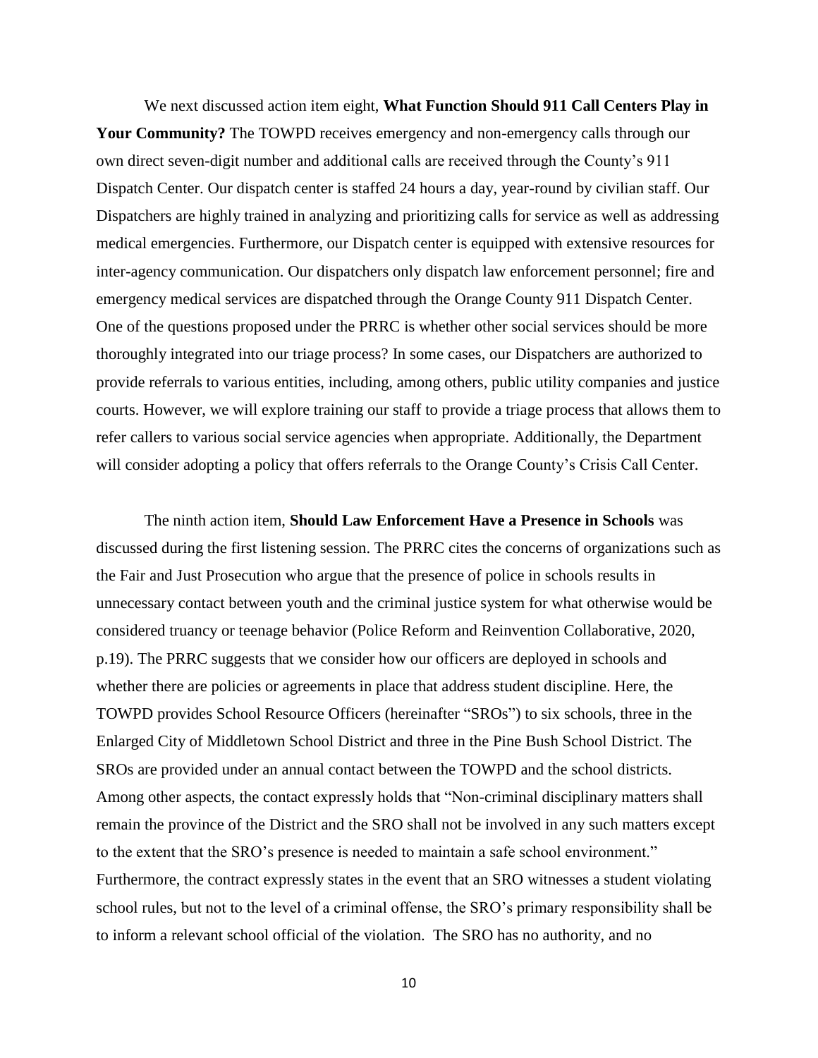We next discussed action item eight, **What Function Should 911 Call Centers Play in Your Community?** The TOWPD receives emergency and non-emergency calls through our own direct seven-digit number and additional calls are received through the County's 911 Dispatch Center. Our dispatch center is staffed 24 hours a day, year-round by civilian staff. Our Dispatchers are highly trained in analyzing and prioritizing calls for service as well as addressing medical emergencies. Furthermore, our Dispatch center is equipped with extensive resources for inter-agency communication. Our dispatchers only dispatch law enforcement personnel; fire and emergency medical services are dispatched through the Orange County 911 Dispatch Center. One of the questions proposed under the PRRC is whether other social services should be more thoroughly integrated into our triage process? In some cases, our Dispatchers are authorized to provide referrals to various entities, including, among others, public utility companies and justice courts. However, we will explore training our staff to provide a triage process that allows them to refer callers to various social service agencies when appropriate. Additionally, the Department will consider adopting a policy that offers referrals to the Orange County's Crisis Call Center.

The ninth action item, **Should Law Enforcement Have a Presence in Schools** was discussed during the first listening session. The PRRC cites the concerns of organizations such as the Fair and Just Prosecution who argue that the presence of police in schools results in unnecessary contact between youth and the criminal justice system for what otherwise would be considered truancy or teenage behavior (Police Reform and Reinvention Collaborative, 2020, p.19). The PRRC suggests that we consider how our officers are deployed in schools and whether there are policies or agreements in place that address student discipline. Here, the TOWPD provides School Resource Officers (hereinafter "SROs") to six schools, three in the Enlarged City of Middletown School District and three in the Pine Bush School District. The SROs are provided under an annual contact between the TOWPD and the school districts. Among other aspects, the contact expressly holds that "Non-criminal disciplinary matters shall remain the province of the District and the SRO shall not be involved in any such matters except to the extent that the SRO's presence is needed to maintain a safe school environment." Furthermore, the contract expressly states in the event that an SRO witnesses a student violating school rules, but not to the level of a criminal offense, the SRO's primary responsibility shall be to inform a relevant school official of the violation. The SRO has no authority, and no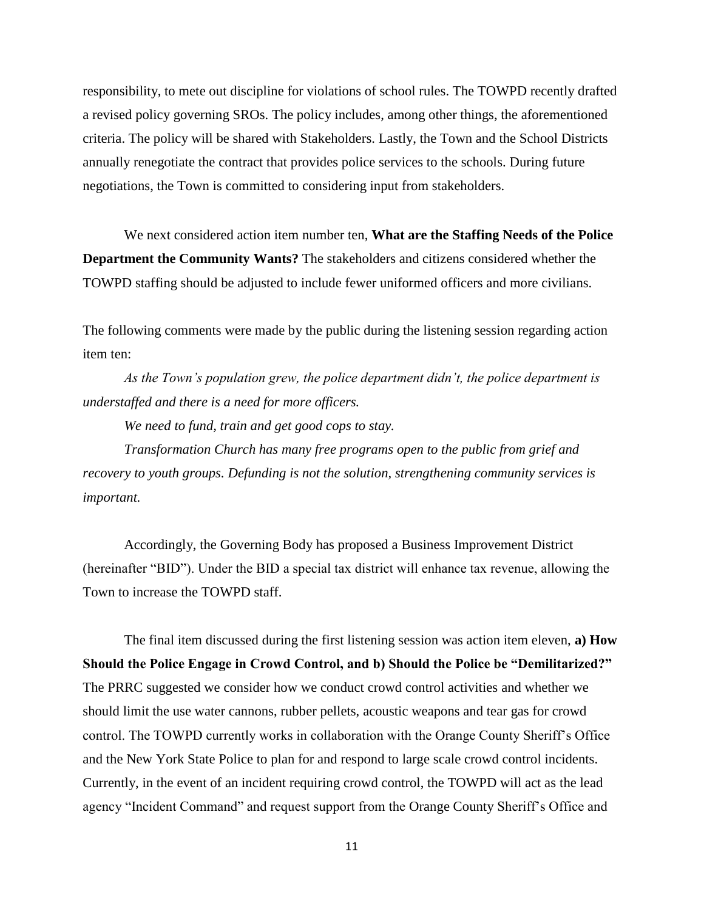responsibility, to mete out discipline for violations of school rules. The TOWPD recently drafted a revised policy governing SROs. The policy includes, among other things, the aforementioned criteria. The policy will be shared with Stakeholders. Lastly, the Town and the School Districts annually renegotiate the contract that provides police services to the schools. During future negotiations, the Town is committed to considering input from stakeholders.

We next considered action item number ten, **What are the Staffing Needs of the Police Department the Community Wants?** The stakeholders and citizens considered whether the TOWPD staffing should be adjusted to include fewer uniformed officers and more civilians.

The following comments were made by the public during the listening session regarding action item ten:

*As the Town's population grew, the police department didn't, the police department is understaffed and there is a need for more officers.*

*We need to fund, train and get good cops to stay.*

*Transformation Church has many free programs open to the public from grief and recovery to youth groups. Defunding is not the solution, strengthening community services is important.*

Accordingly, the Governing Body has proposed a Business Improvement District (hereinafter "BID"). Under the BID a special tax district will enhance tax revenue, allowing the Town to increase the TOWPD staff.

The final item discussed during the first listening session was action item eleven, **a) How Should the Police Engage in Crowd Control, and b) Should the Police be "Demilitarized?"** The PRRC suggested we consider how we conduct crowd control activities and whether we should limit the use water cannons, rubber pellets, acoustic weapons and tear gas for crowd control. The TOWPD currently works in collaboration with the Orange County Sheriff's Office and the New York State Police to plan for and respond to large scale crowd control incidents. Currently, in the event of an incident requiring crowd control, the TOWPD will act as the lead agency "Incident Command" and request support from the Orange County Sheriff's Office and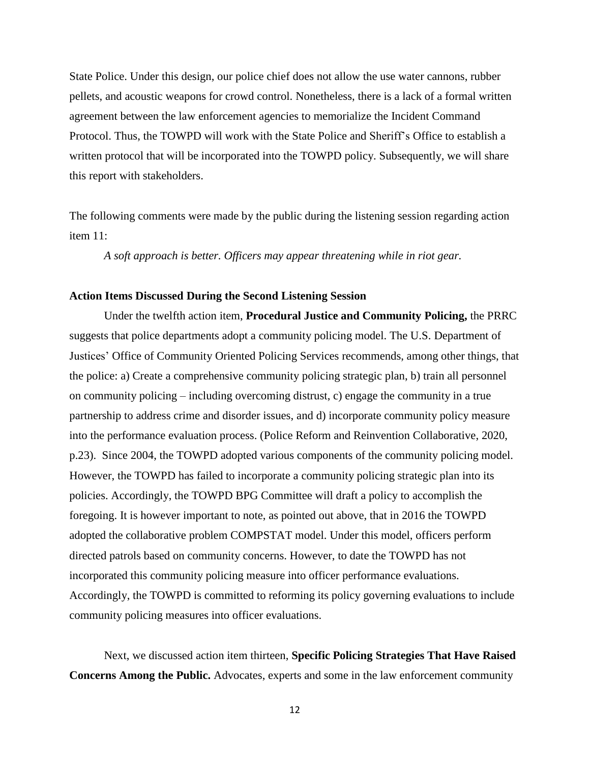State Police. Under this design, our police chief does not allow the use water cannons, rubber pellets, and acoustic weapons for crowd control. Nonetheless, there is a lack of a formal written agreement between the law enforcement agencies to memorialize the Incident Command Protocol. Thus, the TOWPD will work with the State Police and Sheriff's Office to establish a written protocol that will be incorporated into the TOWPD policy. Subsequently, we will share this report with stakeholders.

The following comments were made by the public during the listening session regarding action item 11:

*A soft approach is better. Officers may appear threatening while in riot gear.*

**Action Items Discussed During the Second Listening Session**

Under the twelfth action item, **Procedural Justice and Community Policing,** the PRRC suggests that police departments adopt a community policing model. The U.S. Department of Justices' Office of Community Oriented Policing Services recommends, among other things, that the police: a) Create a comprehensive community policing strategic plan, b) train all personnel on community policing – including overcoming distrust, c) engage the community in a true partnership to address crime and disorder issues, and d) incorporate community policy measure into the performance evaluation process. (Police Reform and Reinvention Collaborative, 2020, p.23). Since 2004, the TOWPD adopted various components of the community policing model. However, the TOWPD has failed to incorporate a community policing strategic plan into its policies. Accordingly, the TOWPD BPG Committee will draft a policy to accomplish the foregoing. It is however important to note, as pointed out above, that in 2016 the TOWPD adopted the collaborative problem COMPSTAT model. Under this model, officers perform directed patrols based on community concerns. However, to date the TOWPD has not incorporated this community policing measure into officer performance evaluations. Accordingly, the TOWPD is committed to reforming its policy governing evaluations to include community policing measures into officer evaluations.

Next, we discussed action item thirteen, **Specific Policing Strategies That Have Raised Concerns Among the Public.** Advocates, experts and some in the law enforcement community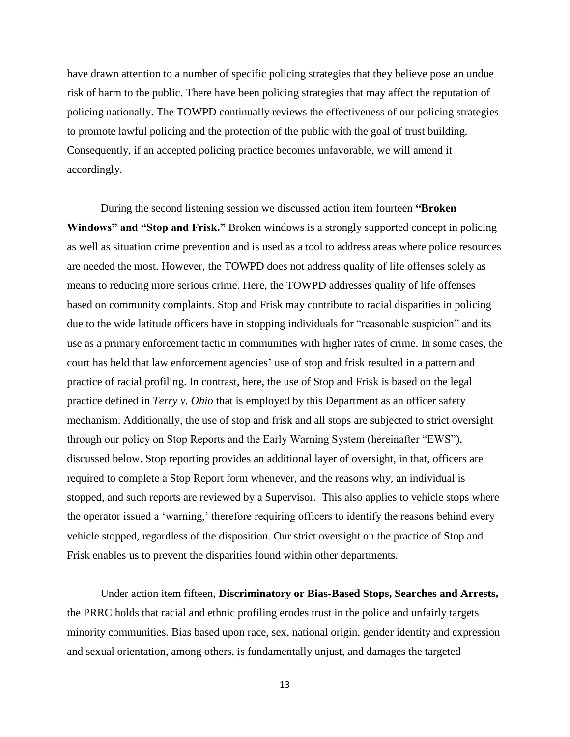have drawn attention to a number of specific policing strategies that they believe pose an undue risk of harm to the public. There have been policing strategies that may affect the reputation of policing nationally. The TOWPD continually reviews the effectiveness of our policing strategies to promote lawful policing and the protection of the public with the goal of trust building. Consequently, if an accepted policing practice becomes unfavorable, we will amend it accordingly.

During the second listening session we discussed action item fourteen **"Broken Windows" and "Stop and Frisk."** Broken windows is a strongly supported concept in policing as well as situation crime prevention and is used as a tool to address areas where police resources are needed the most. However, the TOWPD does not address quality of life offenses solely as means to reducing more serious crime. Here, the TOWPD addresses quality of life offenses based on community complaints. Stop and Frisk may contribute to racial disparities in policing due to the wide latitude officers have in stopping individuals for "reasonable suspicion" and its use as a primary enforcement tactic in communities with higher rates of crime. In some cases, the court has held that law enforcement agencies' use of stop and frisk resulted in a pattern and practice of racial profiling. In contrast, here, the use of Stop and Frisk is based on the legal practice defined in *Terry v. Ohio* that is employed by this Department as an officer safety mechanism. Additionally, the use of stop and frisk and all stops are subjected to strict oversight through our policy on Stop Reports and the Early Warning System (hereinafter "EWS"), discussed below. Stop reporting provides an additional layer of oversight, in that, officers are required to complete a Stop Report form whenever, and the reasons why, an individual is stopped, and such reports are reviewed by a Supervisor. This also applies to vehicle stops where the operator issued a 'warning,' therefore requiring officers to identify the reasons behind every vehicle stopped, regardless of the disposition. Our strict oversight on the practice of Stop and Frisk enables us to prevent the disparities found within other departments.

Under action item fifteen, **Discriminatory or Bias-Based Stops, Searches and Arrests,** the PRRC holds that racial and ethnic profiling erodes trust in the police and unfairly targets minority communities. Bias based upon race, sex, national origin, gender identity and expression and sexual orientation, among others, is fundamentally unjust, and damages the targeted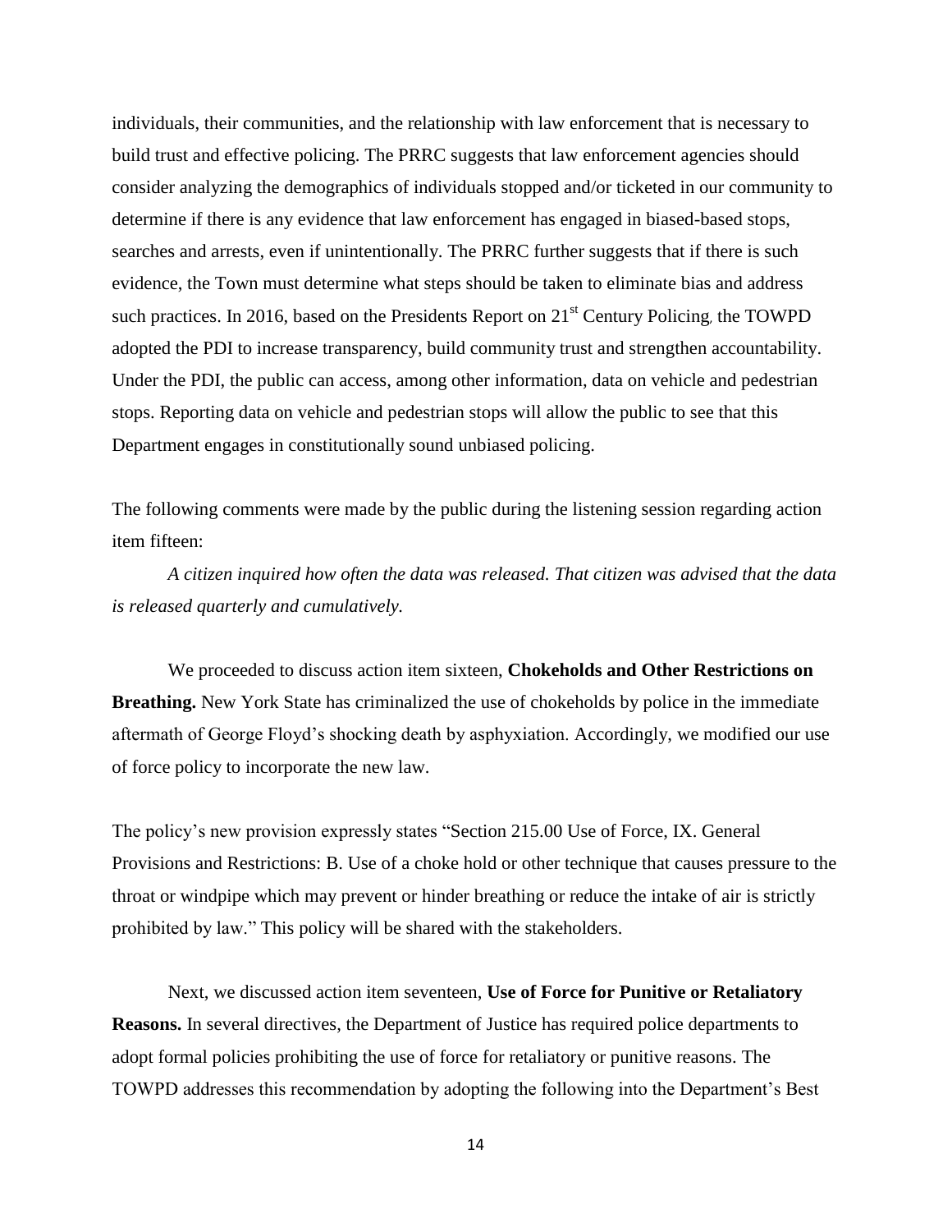individuals, their communities, and the relationship with law enforcement that is necessary to build trust and effective policing. The PRRC suggests that law enforcement agencies should consider analyzing the demographics of individuals stopped and/or ticketed in our community to determine if there is any evidence that law enforcement has engaged in biased-based stops, searches and arrests, even if unintentionally. The PRRC further suggests that if there is such evidence, the Town must determine what steps should be taken to eliminate bias and address such practices. In 2016, based on the Presidents Report on 21st Century Policing, the TOWPD adopted the PDI to increase transparency, build community trust and strengthen accountability. Under the PDI, the public can access, among other information, data on vehicle and pedestrian stops. Reporting data on vehicle and pedestrian stops will allow the public to see that this Department engages in constitutionally sound unbiased policing.

The following comments were made by the public during the listening session regarding action item fifteen:

*A citizen inquired how often the data was released. That citizen was advised that the data is released quarterly and cumulatively.*

We proceeded to discuss action item sixteen, **Chokeholds and Other Restrictions on Breathing.** New York State has criminalized the use of chokeholds by police in the immediate aftermath of George Floyd's shocking death by asphyxiation. Accordingly, we modified our use of force policy to incorporate the new law.

The policy's new provision expressly states "Section 215.00 Use of Force, IX. General Provisions and Restrictions: B. Use of a choke hold or other technique that causes pressure to the throat or windpipe which may prevent or hinder breathing or reduce the intake of air is strictly prohibited by law." This policy will be shared with the stakeholders.

Next, we discussed action item seventeen, **Use of Force for Punitive or Retaliatory Reasons.** In several directives, the Department of Justice has required police departments to adopt formal policies prohibiting the use of force for retaliatory or punitive reasons. The TOWPD addresses this recommendation by adopting the following into the Department's Best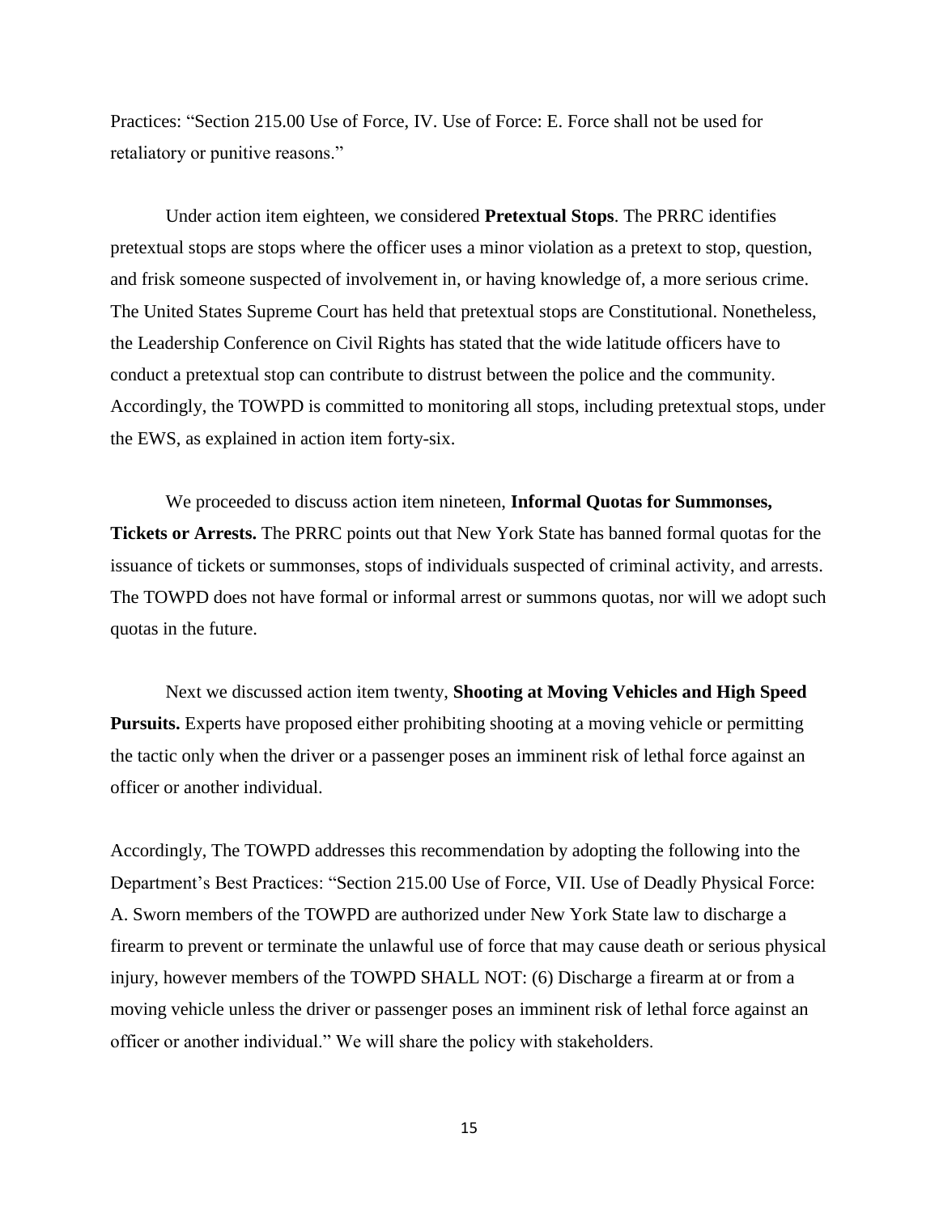Practices: "Section 215.00 Use of Force, IV. Use of Force: E. Force shall not be used for retaliatory or punitive reasons."

Under action item eighteen, we considered **Pretextual Stops**. The PRRC identifies pretextual stops are stops where the officer uses a minor violation as a pretext to stop, question, and frisk someone suspected of involvement in, or having knowledge of, a more serious crime. The United States Supreme Court has held that pretextual stops are Constitutional. Nonetheless, the Leadership Conference on Civil Rights has stated that the wide latitude officers have to conduct a pretextual stop can contribute to distrust between the police and the community. Accordingly, the TOWPD is committed to monitoring all stops, including pretextual stops, under the EWS, as explained in action item forty-six.

We proceeded to discuss action item nineteen, **Informal Quotas for Summonses, Tickets or Arrests.** The PRRC points out that New York State has banned formal quotas for the issuance of tickets or summonses, stops of individuals suspected of criminal activity, and arrests. The TOWPD does not have formal or informal arrest or summons quotas, nor will we adopt such quotas in the future.

Next we discussed action item twenty, **Shooting at Moving Vehicles and High Speed Pursuits.** Experts have proposed either prohibiting shooting at a moving vehicle or permitting the tactic only when the driver or a passenger poses an imminent risk of lethal force against an officer or another individual.

Accordingly, The TOWPD addresses this recommendation by adopting the following into the Department's Best Practices: "Section 215.00 Use of Force, VII. Use of Deadly Physical Force: A. Sworn members of the TOWPD are authorized under New York State law to discharge a firearm to prevent or terminate the unlawful use of force that may cause death or serious physical injury, however members of the TOWPD SHALL NOT: (6) Discharge a firearm at or from a moving vehicle unless the driver or passenger poses an imminent risk of lethal force against an officer or another individual." We will share the policy with stakeholders.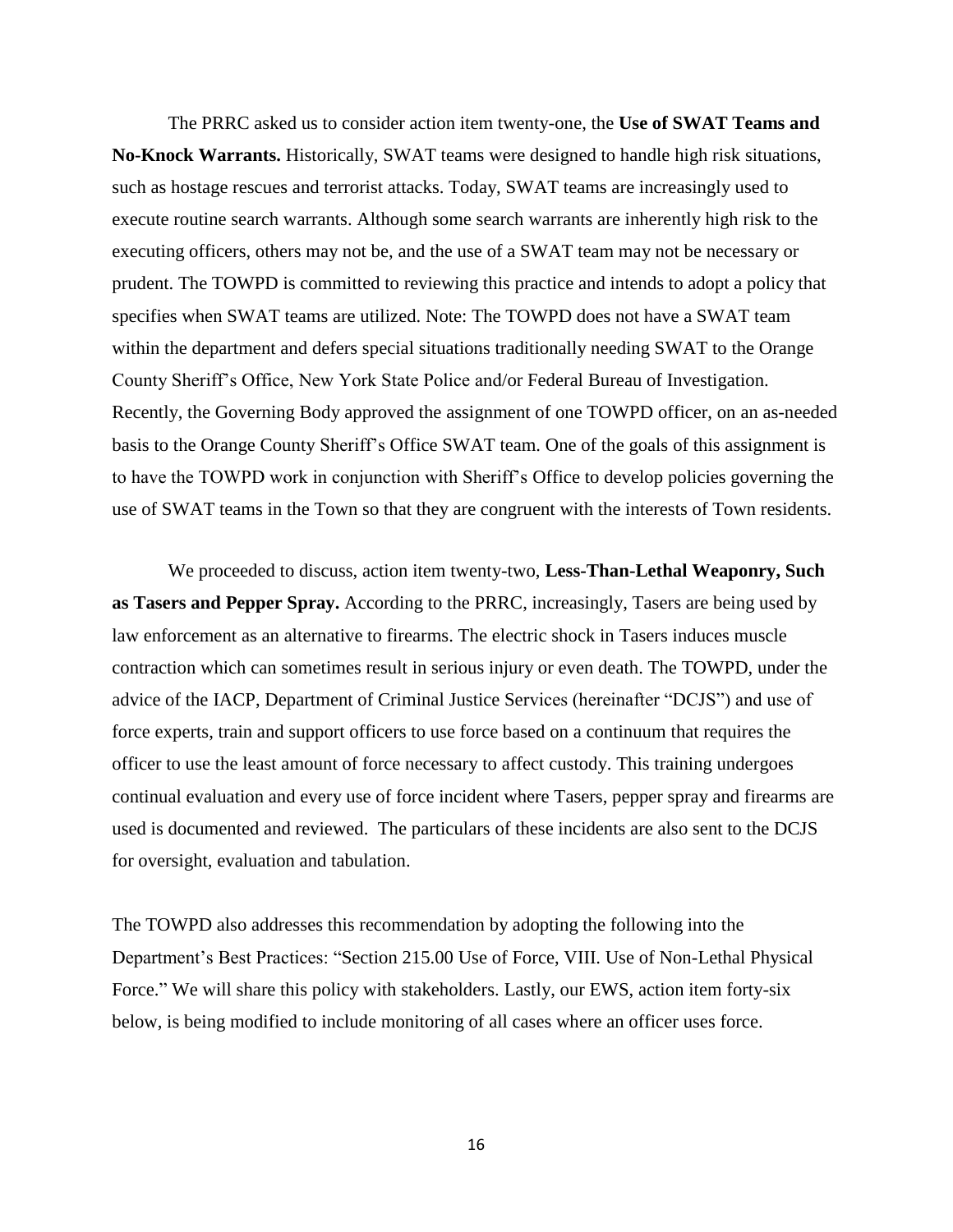The PRRC asked us to consider action item twenty-one, the **Use of SWAT Teams and No-Knock Warrants.** Historically, SWAT teams were designed to handle high risk situations, such as hostage rescues and terrorist attacks. Today, SWAT teams are increasingly used to execute routine search warrants. Although some search warrants are inherently high risk to the executing officers, others may not be, and the use of a SWAT team may not be necessary or prudent. The TOWPD is committed to reviewing this practice and intends to adopt a policy that specifies when SWAT teams are utilized. Note: The TOWPD does not have a SWAT team within the department and defers special situations traditionally needing SWAT to the Orange County Sheriff's Office, New York State Police and/or Federal Bureau of Investigation. Recently, the Governing Body approved the assignment of one TOWPD officer, on an as-needed basis to the Orange County Sheriff's Office SWAT team. One of the goals of this assignment is to have the TOWPD work in conjunction with Sheriff's Office to develop policies governing the use of SWAT teams in the Town so that they are congruent with the interests of Town residents.

We proceeded to discuss, action item twenty-two, **Less-Than-Lethal Weaponry, Such as Tasers and Pepper Spray.** According to the PRRC, increasingly, Tasers are being used by law enforcement as an alternative to firearms. The electric shock in Tasers induces muscle contraction which can sometimes result in serious injury or even death. The TOWPD, under the advice of the IACP, Department of Criminal Justice Services (hereinafter "DCJS") and use of force experts, train and support officers to use force based on a continuum that requires the officer to use the least amount of force necessary to affect custody. This training undergoes continual evaluation and every use of force incident where Tasers, pepper spray and firearms are used is documented and reviewed. The particulars of these incidents are also sent to the DCJS for oversight, evaluation and tabulation.

The TOWPD also addresses this recommendation by adopting the following into the Department's Best Practices: "Section 215.00 Use of Force, VIII. Use of Non-Lethal Physical Force." We will share this policy with stakeholders. Lastly, our EWS, action item forty-six below, is being modified to include monitoring of all cases where an officer uses force.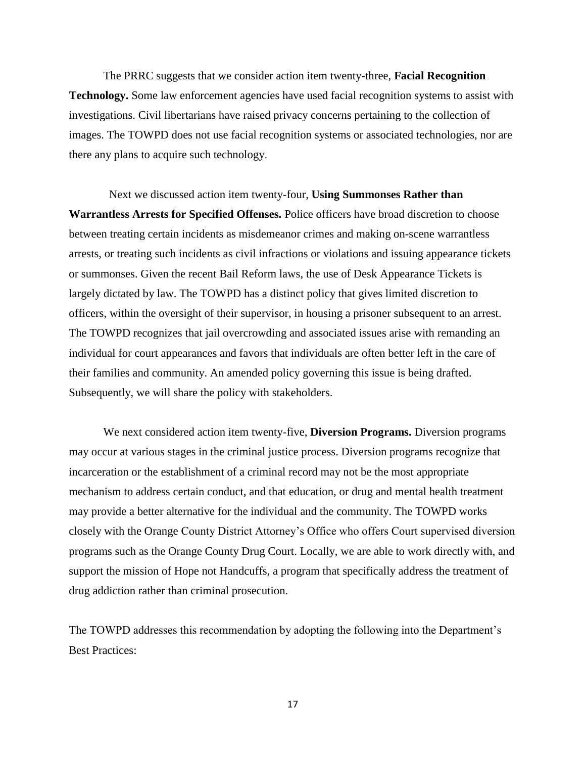The PRRC suggests that we consider action item twenty-three, **Facial Recognition Technology.** Some law enforcement agencies have used facial recognition systems to assist with investigations. Civil libertarians have raised privacy concerns pertaining to the collection of images. The TOWPD does not use facial recognition systems or associated technologies, nor are there any plans to acquire such technology.

Next we discussed action item twenty-four, **Using Summonses Rather than Warrantless Arrests for Specified Offenses.** Police officers have broad discretion to choose between treating certain incidents as misdemeanor crimes and making on-scene warrantless arrests, or treating such incidents as civil infractions or violations and issuing appearance tickets or summonses. Given the recent Bail Reform laws, the use of Desk Appearance Tickets is largely dictated by law. The TOWPD has a distinct policy that gives limited discretion to officers, within the oversight of their supervisor, in housing a prisoner subsequent to an arrest. The TOWPD recognizes that jail overcrowding and associated issues arise with remanding an individual for court appearances and favors that individuals are often better left in the care of their families and community. An amended policy governing this issue is being drafted. Subsequently, we will share the policy with stakeholders.

We next considered action item twenty-five, **Diversion Programs.** Diversion programs may occur at various stages in the criminal justice process. Diversion programs recognize that incarceration or the establishment of a criminal record may not be the most appropriate mechanism to address certain conduct, and that education, or drug and mental health treatment may provide a better alternative for the individual and the community. The TOWPD works closely with the Orange County District Attorney's Office who offers Court supervised diversion programs such as the Orange County Drug Court. Locally, we are able to work directly with, and support the mission of Hope not Handcuffs, a program that specifically address the treatment of drug addiction rather than criminal prosecution.

The TOWPD addresses this recommendation by adopting the following into the Department's Best Practices: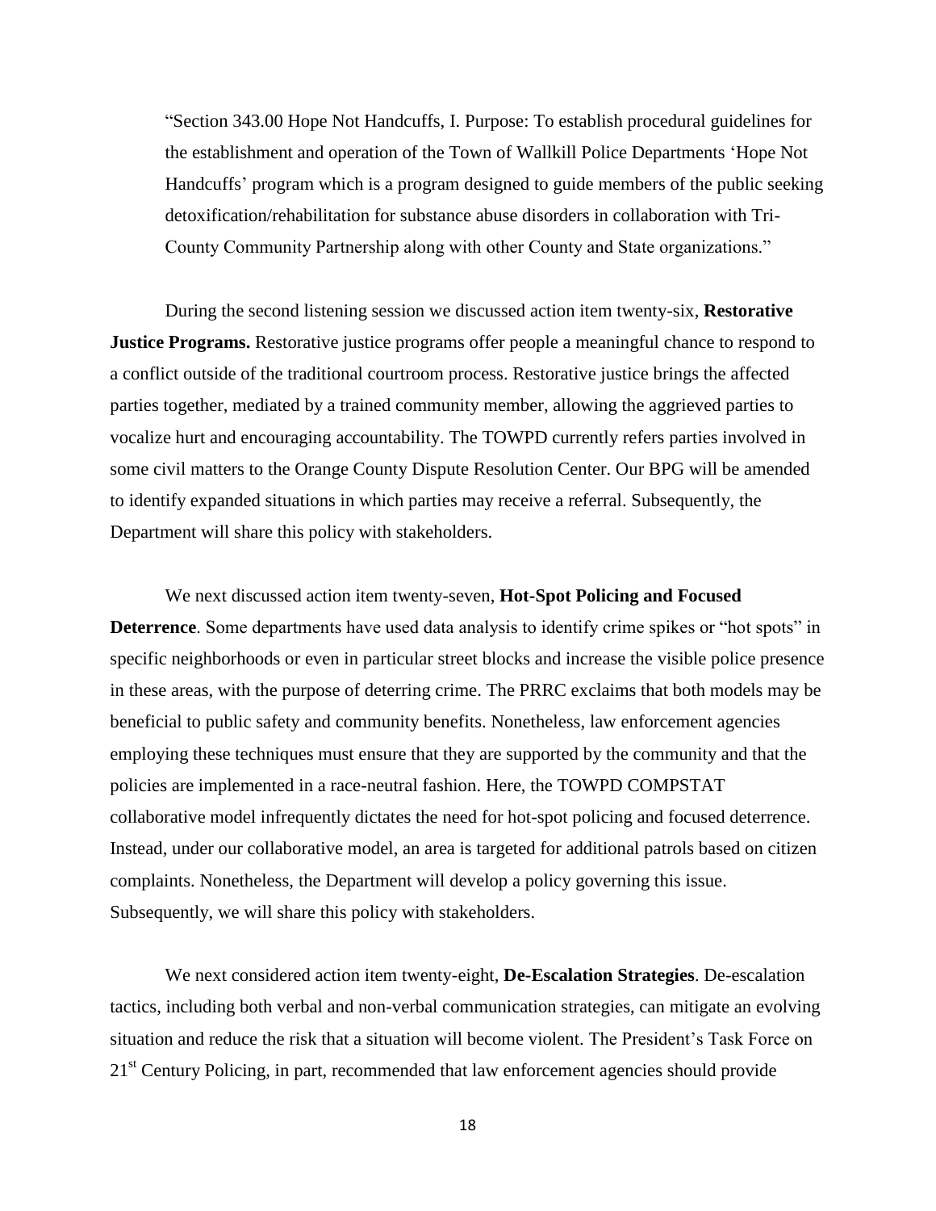"Section 343.00 Hope Not Handcuffs, I. Purpose: To establish procedural guidelines for the establishment and operation of the Town of Wallkill Police Departments 'Hope Not Handcuffs' program which is a program designed to guide members of the public seeking detoxification/rehabilitation for substance abuse disorders in collaboration with Tri-County Community Partnership along with other County and State organizations."

During the second listening session we discussed action item twenty-six, **Restorative Justice Programs.** Restorative justice programs offer people a meaningful chance to respond to a conflict outside of the traditional courtroom process. Restorative justice brings the affected parties together, mediated by a trained community member, allowing the aggrieved parties to vocalize hurt and encouraging accountability. The TOWPD currently refers parties involved in some civil matters to the Orange County Dispute Resolution Center. Our BPG will be amended to identify expanded situations in which parties may receive a referral. Subsequently, the Department will share this policy with stakeholders.

We next discussed action item twenty-seven, **Hot-Spot Policing and Focused Deterrence**. Some departments have used data analysis to identify crime spikes or "hot spots" in specific neighborhoods or even in particular street blocks and increase the visible police presence in these areas, with the purpose of deterring crime. The PRRC exclaims that both models may be beneficial to public safety and community benefits. Nonetheless, law enforcement agencies employing these techniques must ensure that they are supported by the community and that the policies are implemented in a race-neutral fashion. Here, the TOWPD COMPSTAT collaborative model infrequently dictates the need for hot-spot policing and focused deterrence. Instead, under our collaborative model, an area is targeted for additional patrols based on citizen complaints. Nonetheless, the Department will develop a policy governing this issue. Subsequently, we will share this policy with stakeholders.

We next considered action item twenty-eight, **De-Escalation Strategies**. De-escalation tactics, including both verbal and non-verbal communication strategies, can mitigate an evolving situation and reduce the risk that a situation will become violent. The President's Task Force on 21st Century Policing, in part, recommended that law enforcement agencies should provide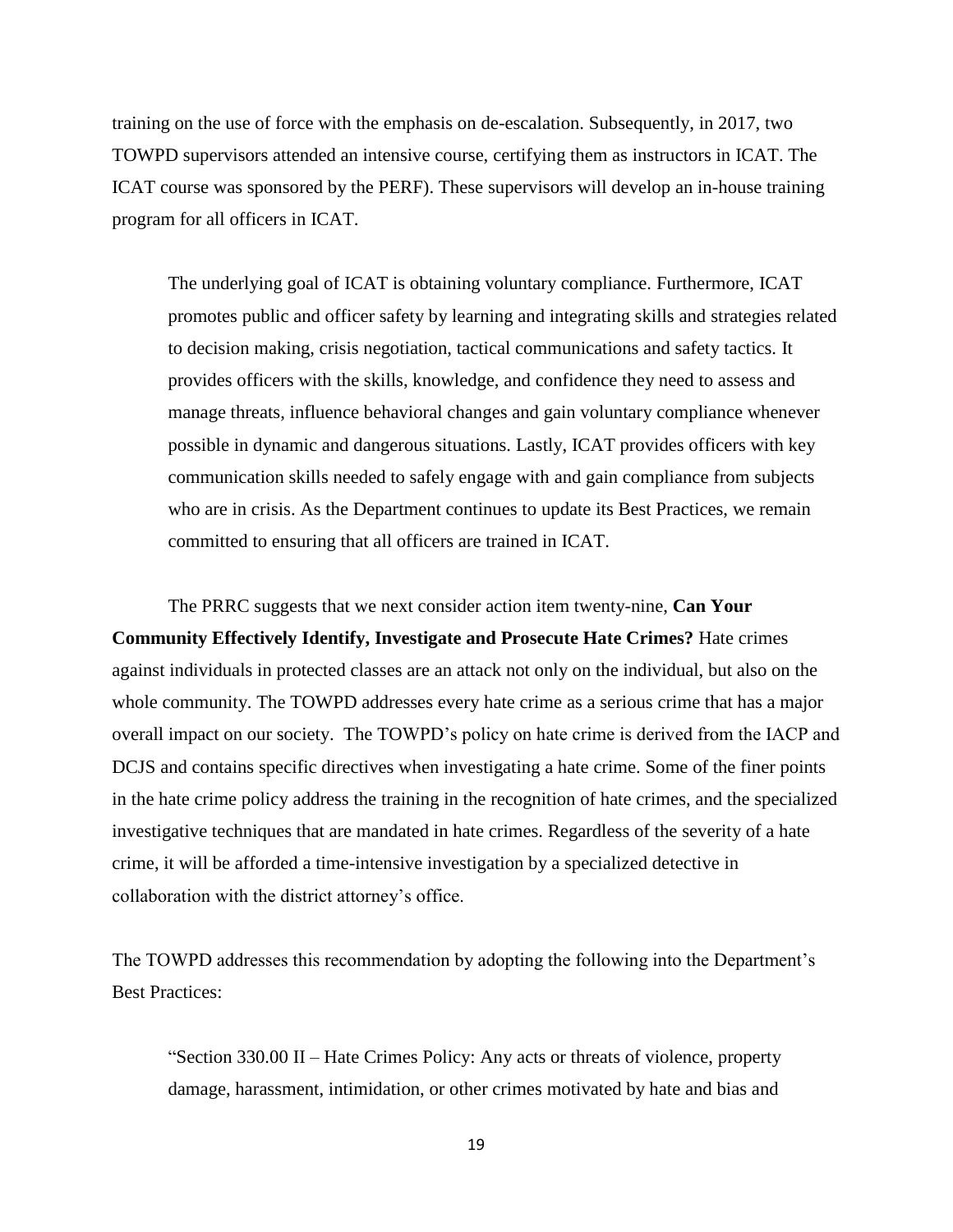training on the use of force with the emphasis on de-escalation. Subsequently, in 2017, two TOWPD supervisors attended an intensive course, certifying them as instructors in ICAT. The ICAT course was sponsored by the PERF). These supervisors will develop an in-house training program for all officers in ICAT.

> The underlying goal of ICAT is obtaining voluntary compliance. Furthermore, ICAT promotes public and officer safety by learning and integrating skills and strategies related to decision making, crisis negotiation, tactical communications and safety tactics. It provides officers with the skills, knowledge, and confidence they need to assess and manage threats, influence behavioral changes and gain voluntary compliance whenever possible in dynamic and dangerous situations. Lastly, ICAT provides officers with key communication skills needed to safely engage with and gain compliance from subjects who are in crisis. As the Department continues to update its Best Practices, we remain committed to ensuring that all officers are trained in ICAT.

The PRRC suggests that we next consider action item twenty-nine, **Can Your Community Effectively Identify, Investigate and Prosecute Hate Crimes?** Hate crimes against individuals in protected classes are an attack not only on the individual, but also on the whole community. The TOWPD addresses every hate crime as a serious crime that has a major overall impact on our society. The TOWPD's policy on hate crime is derived from the IACP and DCJS and contains specific directives when investigating a hate crime. Some of the finer points in the hate crime policy address the training in the recognition of hate crimes, and the specialized investigative techniques that are mandated in hate crimes. Regardless of the severity of a hate crime, it will be afforded a time-intensive investigation by a specialized detective in collaboration with the district attorney's office.

The TOWPD addresses this recommendation by adopting the following into the Department's Best Practices:

> "Section 330.00 II – Hate Crimes Policy: Any acts or threats of violence, property damage, harassment, intimidation, or other crimes motivated by hate and bias and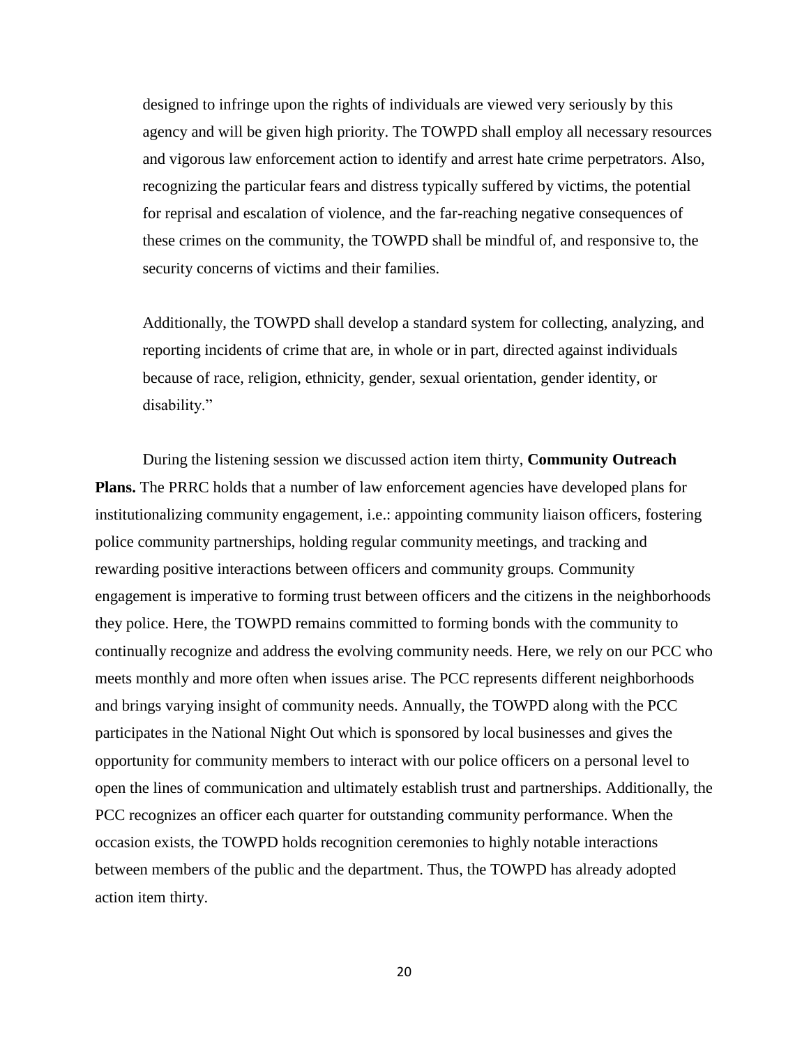designed to infringe upon the rights of individuals are viewed very seriously by this agency and will be given high priority. The TOWPD shall employ all necessary resources and vigorous law enforcement action to identify and arrest hate crime perpetrators. Also, recognizing the particular fears and distress typically suffered by victims, the potential for reprisal and escalation of violence, and the far-reaching negative consequences of these crimes on the community, the TOWPD shall be mindful of, and responsive to, the security concerns of victims and their families.

Additionally, the TOWPD shall develop a standard system for collecting, analyzing, and reporting incidents of crime that are, in whole or in part, directed against individuals because of race, religion, ethnicity, gender, sexual orientation, gender identity, or disability."

During the listening session we discussed action item thirty, **Community Outreach Plans.** The PRRC holds that a number of law enforcement agencies have developed plans for institutionalizing community engagement, i.e.: appointing community liaison officers, fostering police community partnerships, holding regular community meetings, and tracking and rewarding positive interactions between officers and community groups. Community engagement is imperative to forming trust between officers and the citizens in the neighborhoods they police. Here, the TOWPD remains committed to forming bonds with the community to continually recognize and address the evolving community needs. Here, we rely on our PCC who meets monthly and more often when issues arise. The PCC represents different neighborhoods and brings varying insight of community needs. Annually, the TOWPD along with the PCC participates in the National Night Out which is sponsored by local businesses and gives the opportunity for community members to interact with our police officers on a personal level to open the lines of communication and ultimately establish trust and partnerships. Additionally, the PCC recognizes an officer each quarter for outstanding community performance. When the occasion exists, the TOWPD holds recognition ceremonies to highly notable interactions between members of the public and the department. Thus, the TOWPD has already adopted action item thirty.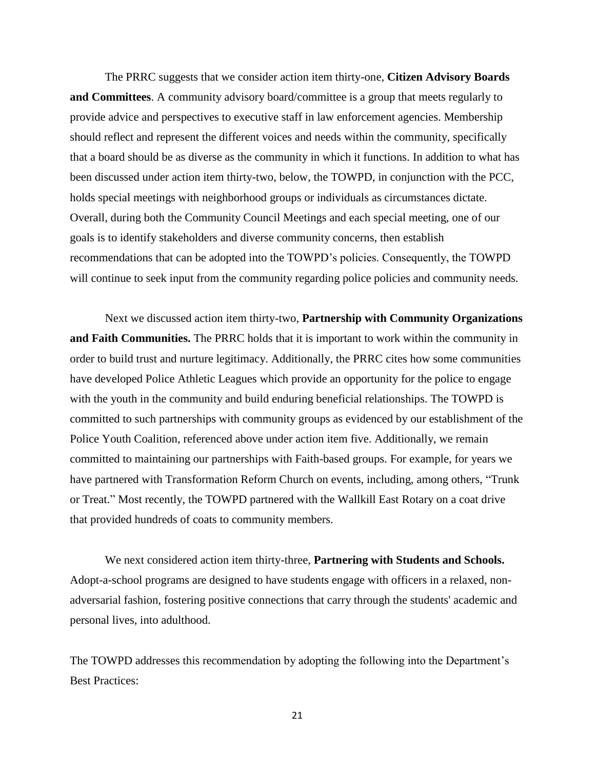The PRRC suggests that we consider action item thirty-one, **Citizen Advisory Boards and Committees**. A community advisory board/committee is a group that meets regularly to provide advice and perspectives to executive staff in law enforcement agencies. Membership should reflect and represent the different voices and needs within the community, specifically that a board should be as diverse as the community in which it functions. In addition to what has been discussed under action item thirty-two, below, the TOWPD, in conjunction with the PCC, holds special meetings with neighborhood groups or individuals as circumstances dictate. Overall, during both the Community Council Meetings and each special meeting, one of our goals is to identify stakeholders and diverse community concerns, then establish recommendations that can be adopted into the TOWPD's policies. Consequently, the TOWPD will continue to seek input from the community regarding police policies and community needs.

Next we discussed action item thirty-two, **Partnership with Community Organizations and Faith Communities.** The PRRC holds that it is important to work within the community in order to build trust and nurture legitimacy. Additionally, the PRRC cites how some communities have developed Police Athletic Leagues which provide an opportunity for the police to engage with the youth in the community and build enduring beneficial relationships. The TOWPD is committed to such partnerships with community groups as evidenced by our establishment of the Police Youth Coalition, referenced above under action item five. Additionally, we remain committed to maintaining our partnerships with Faith-based groups. For example, for years we have partnered with Transformation Reform Church on events, including, among others, "Trunk or Treat." Most recently, the TOWPD partnered with the Wallkill East Rotary on a coat drive that provided hundreds of coats to community members.

We next considered action item thirty-three, **Partnering with Students and Schools.** Adopt-a-school programs are designed to have students engage with officers in a relaxed, non-adversarial fashion, fostering positive connections that carry through the students' academic and personal lives, into adulthood.

The TOWPD addresses this recommendation by adopting the following into the Department's Best Practices: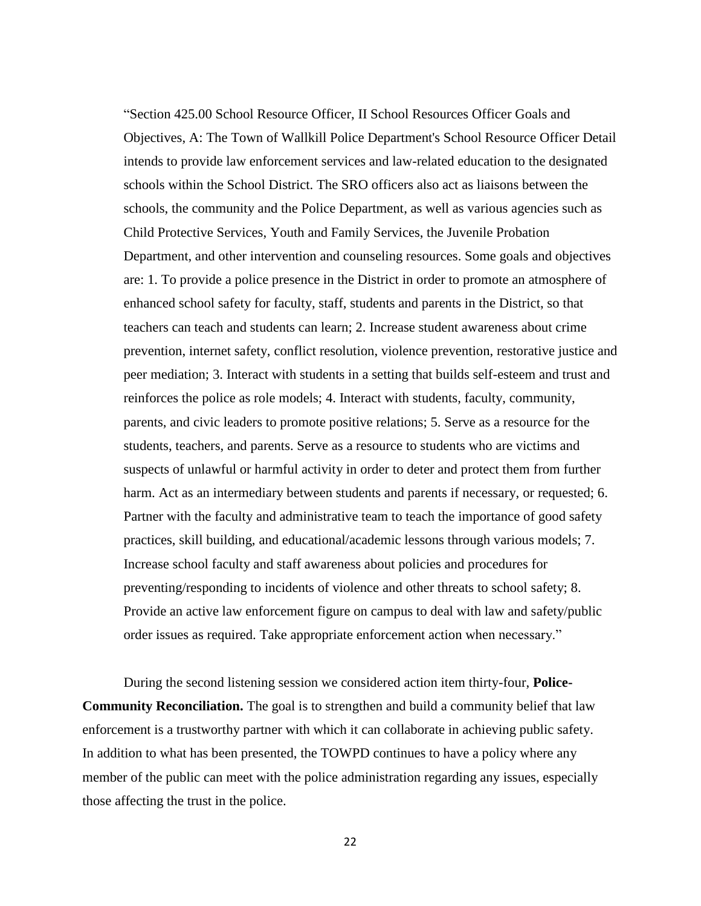> "Section 425.00 School Resource Officer, II School Resources Officer Goals and Objectives, A: The Town of Wallkill Police Department's School Resource Officer Detail intends to provide law enforcement services and law-related education to the designated schools within the School District. The SRO officers also act as liaisons between the schools, the community and the Police Department, as well as various agencies such as Child Protective Services, Youth and Family Services, the Juvenile Probation Department, and other intervention and counseling resources. Some goals and objectives are: 1. To provide a police presence in the District in order to promote an atmosphere of enhanced school safety for faculty, staff, students and parents in the District, so that teachers can teach and students can learn; 2. Increase student awareness about crime prevention, internet safety, conflict resolution, violence prevention, restorative justice and peer mediation; 3. Interact with students in a setting that builds self-esteem and trust and reinforces the police as role models; 4. Interact with students, faculty, community, parents, and civic leaders to promote positive relations; 5. Serve as a resource for the students, teachers, and parents. Serve as a resource to students who are victims and suspects of unlawful or harmful activity in order to deter and protect them from further harm. Act as an intermediary between students and parents if necessary, or requested; 6. Partner with the faculty and administrative team to teach the importance of good safety practices, skill building, and educational/academic lessons through various models; 7. Increase school faculty and staff awareness about policies and procedures for preventing/responding to incidents of violence and other threats to school safety; 8. Provide an active law enforcement figure on campus to deal with law and safety/public order issues as required. Take appropriate enforcement action when necessary."

During the second listening session we considered action item thirty-four, **Police-Community Reconciliation.** The goal is to strengthen and build a community belief that law enforcement is a trustworthy partner with which it can collaborate in achieving public safety. In addition to what has been presented, the TOWPD continues to have a policy where any member of the public can meet with the police administration regarding any issues, especially those affecting the trust in the police.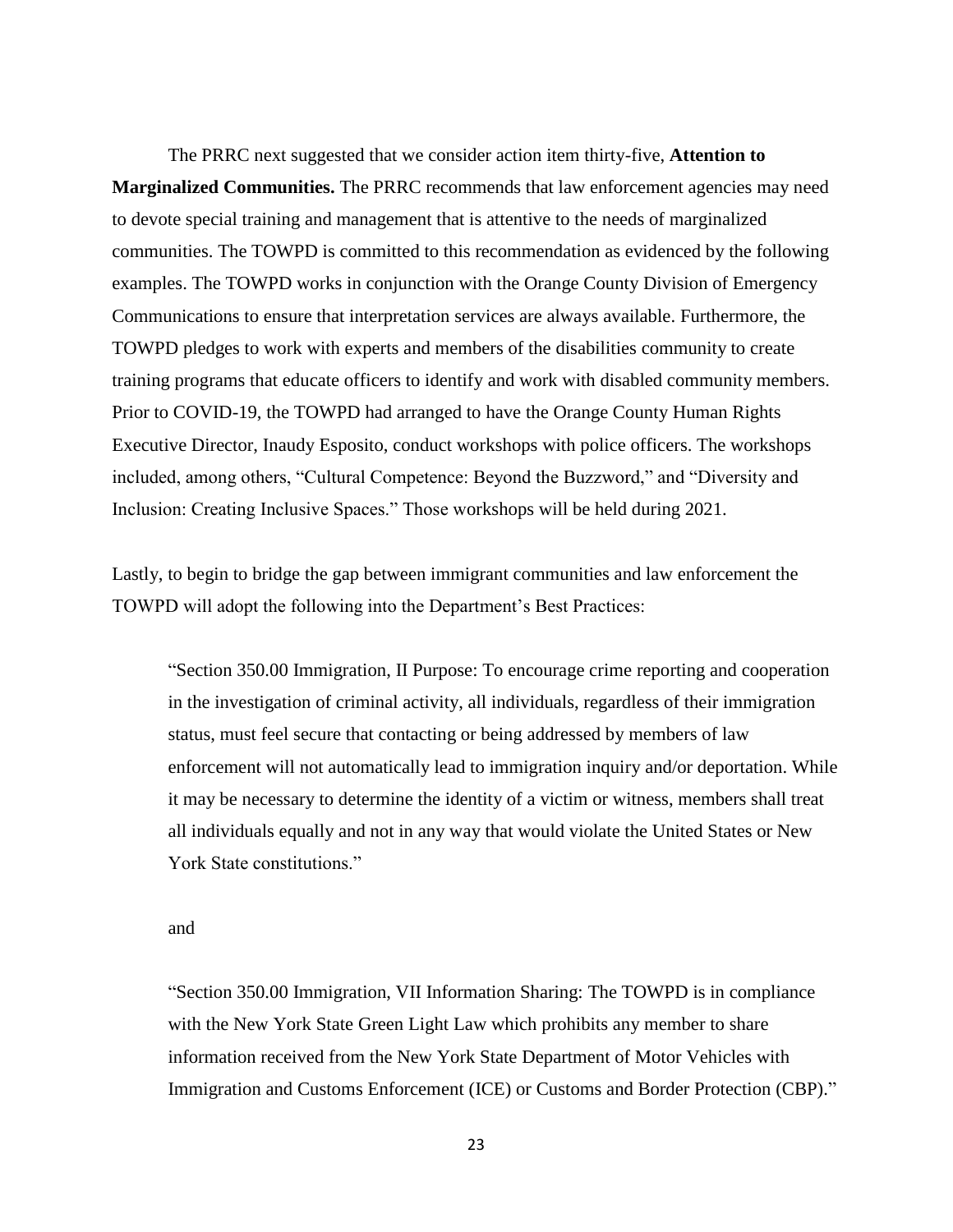The PRRC next suggested that we consider action item thirty-five, **Attention to Marginalized Communities.** The PRRC recommends that law enforcement agencies may need to devote special training and management that is attentive to the needs of marginalized communities. The TOWPD is committed to this recommendation as evidenced by the following examples. The TOWPD works in conjunction with the Orange County Division of Emergency Communications to ensure that interpretation services are always available. Furthermore, the TOWPD pledges to work with experts and members of the disabilities community to create training programs that educate officers to identify and work with disabled community members. Prior to COVID-19, the TOWPD had arranged to have the Orange County Human Rights Executive Director, Inaudy Esposito, conduct workshops with police officers. The workshops included, among others, "Cultural Competence: Beyond the Buzzword," and "Diversity and Inclusion: Creating Inclusive Spaces." Those workshops will be held during 2021.

Lastly, to begin to bridge the gap between immigrant communities and law enforcement the TOWPD will adopt the following into the Department's Best Practices:

> "Section 350.00 Immigration, II Purpose: To encourage crime reporting and cooperation in the investigation of criminal activity, all individuals, regardless of their immigration status, must feel secure that contacting or being addressed by members of law enforcement will not automatically lead to immigration inquiry and/or deportation. While it may be necessary to determine the identity of a victim or witness, members shall treat all individuals equally and not in any way that would violate the United States or New York State constitutions."
>
> and
>
> "Section 350.00 Immigration, VII Information Sharing: The TOWPD is in compliance with the New York State Green Light Law which prohibits any member to share information received from the New York State Department of Motor Vehicles with Immigration and Customs Enforcement (ICE) or Customs and Border Protection (CBP)."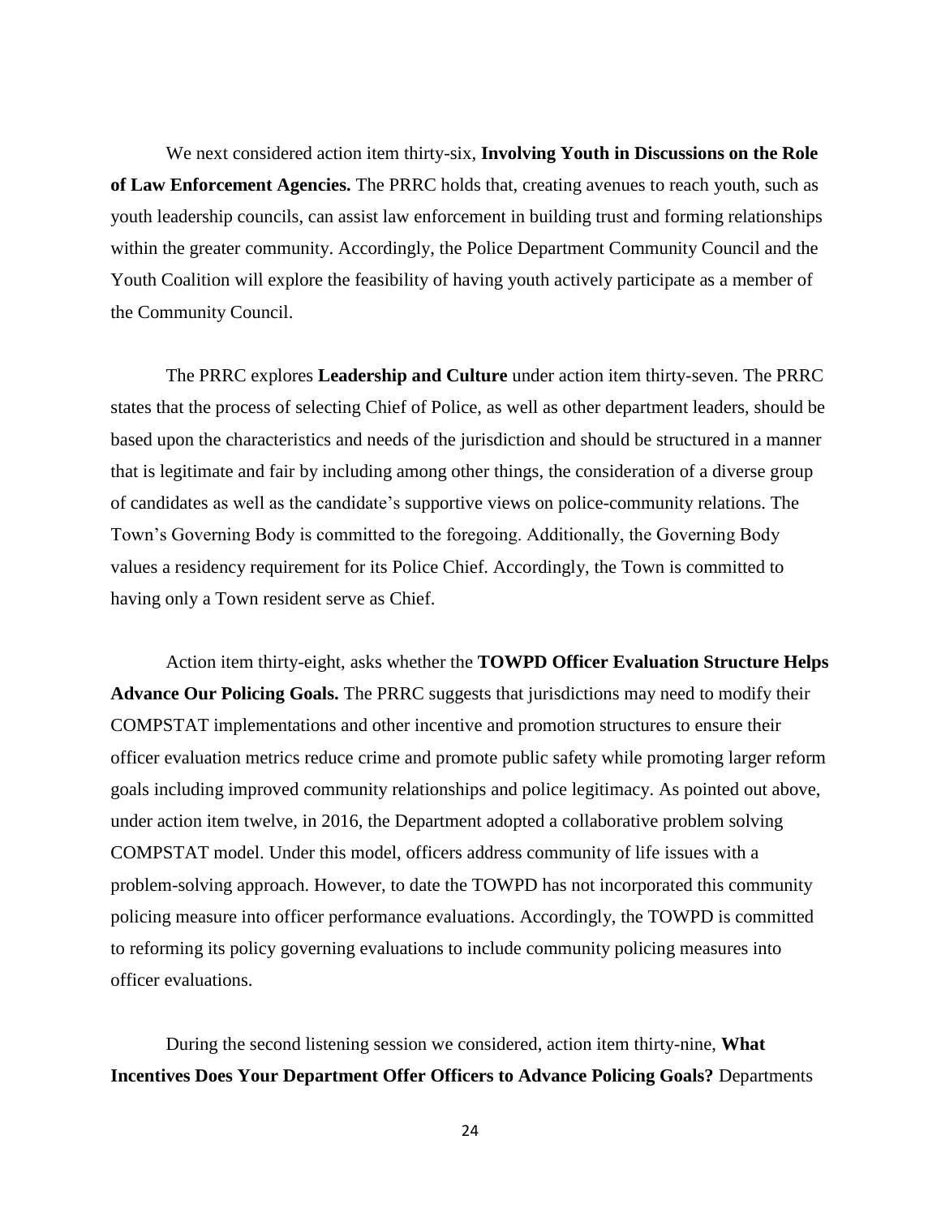We next considered action item thirty-six, **Involving Youth in Discussions on the Role of Law Enforcement Agencies.** The PRRC holds that, creating avenues to reach youth, such as youth leadership councils, can assist law enforcement in building trust and forming relationships within the greater community. Accordingly, the Police Department Community Council and the Youth Coalition will explore the feasibility of having youth actively participate as a member of the Community Council.

The PRRC explores **Leadership and Culture** under action item thirty-seven. The PRRC states that the process of selecting Chief of Police, as well as other department leaders, should be based upon the characteristics and needs of the jurisdiction and should be structured in a manner that is legitimate and fair by including among other things, the consideration of a diverse group of candidates as well as the candidate's supportive views on police-community relations. The Town's Governing Body is committed to the foregoing. Additionally, the Governing Body values a residency requirement for its Police Chief. Accordingly, the Town is committed to having only a Town resident serve as Chief.

Action item thirty-eight, asks whether the **TOWPD Officer Evaluation Structure Helps Advance Our Policing Goals.** The PRRC suggests that jurisdictions may need to modify their COMPSTAT implementations and other incentive and promotion structures to ensure their officer evaluation metrics reduce crime and promote public safety while promoting larger reform goals including improved community relationships and police legitimacy. As pointed out above, under action item twelve, in 2016, the Department adopted a collaborative problem solving COMPSTAT model. Under this model, officers address community of life issues with a problem-solving approach. However, to date the TOWPD has not incorporated this community policing measure into officer performance evaluations. Accordingly, the TOWPD is committed to reforming its policy governing evaluations to include community policing measures into officer evaluations.

During the second listening session we considered, action item thirty-nine, **What Incentives Does Your Department Offer Officers to Advance Policing Goals?** Departments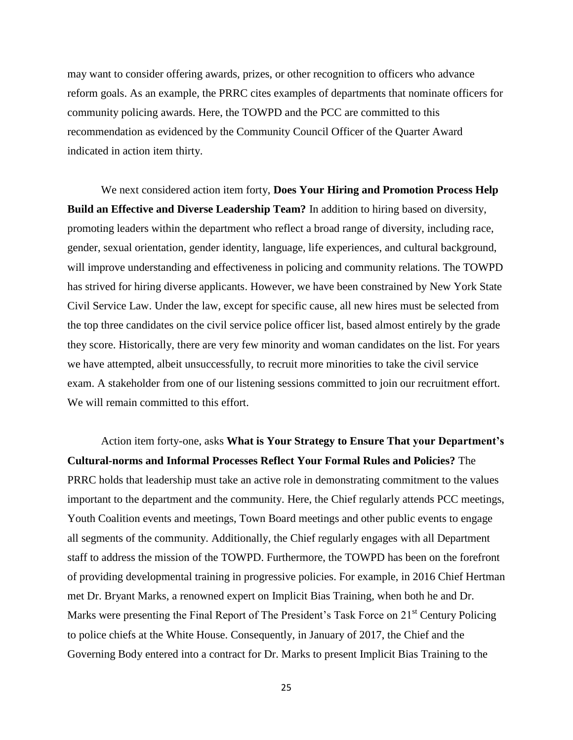may want to consider offering awards, prizes, or other recognition to officers who advance reform goals. As an example, the PRRC cites examples of departments that nominate officers for community policing awards. Here, the TOWPD and the PCC are committed to this recommendation as evidenced by the Community Council Officer of the Quarter Award indicated in action item thirty.

We next considered action item forty, **Does Your Hiring and Promotion Process Help Build an Effective and Diverse Leadership Team?** In addition to hiring based on diversity, promoting leaders within the department who reflect a broad range of diversity, including race, gender, sexual orientation, gender identity, language, life experiences, and cultural background, will improve understanding and effectiveness in policing and community relations. The TOWPD has strived for hiring diverse applicants. However, we have been constrained by New York State Civil Service Law. Under the law, except for specific cause, all new hires must be selected from the top three candidates on the civil service police officer list, based almost entirely by the grade they score. Historically, there are very few minority and woman candidates on the list. For years we have attempted, albeit unsuccessfully, to recruit more minorities to take the civil service exam. A stakeholder from one of our listening sessions committed to join our recruitment effort. We will remain committed to this effort.

Action item forty-one, asks **What is Your Strategy to Ensure That your Department's Cultural-norms and Informal Processes Reflect Your Formal Rules and Policies?** The PRRC holds that leadership must take an active role in demonstrating commitment to the values important to the department and the community. Here, the Chief regularly attends PCC meetings, Youth Coalition events and meetings, Town Board meetings and other public events to engage all segments of the community. Additionally, the Chief regularly engages with all Department staff to address the mission of the TOWPD. Furthermore, the TOWPD has been on the forefront of providing developmental training in progressive policies. For example, in 2016 Chief Hertman met Dr. Bryant Marks, a renowned expert on Implicit Bias Training, when both he and Dr. Marks were presenting the Final Report of The President's Task Force on 21st Century Policing to police chiefs at the White House. Consequently, in January of 2017, the Chief and the Governing Body entered into a contract for Dr. Marks to present Implicit Bias Training to the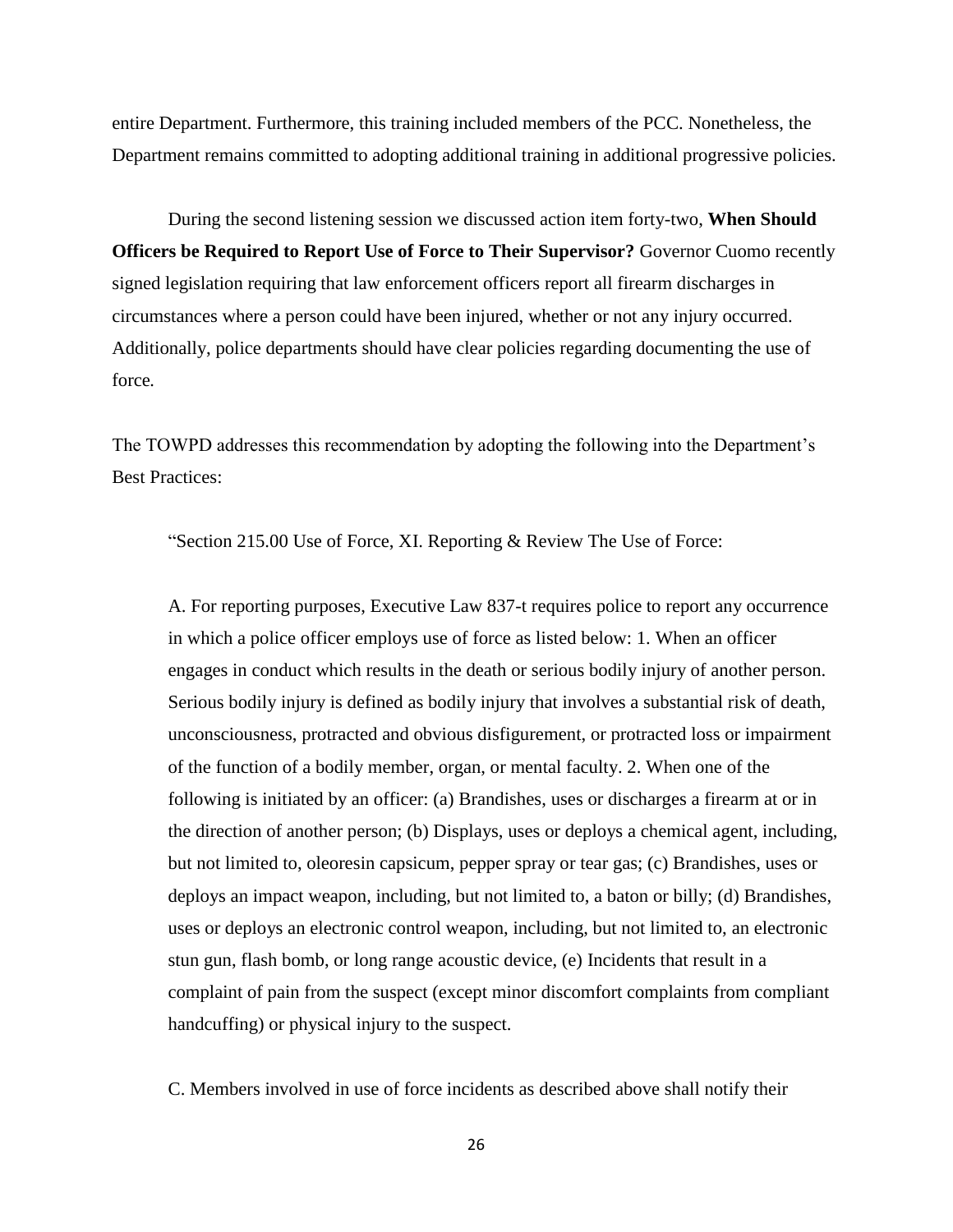entire Department. Furthermore, this training included members of the PCC. Nonetheless, the Department remains committed to adopting additional training in additional progressive policies.

During the second listening session we discussed action item forty-two, **When Should Officers be Required to Report Use of Force to Their Supervisor?** Governor Cuomo recently signed legislation requiring that law enforcement officers report all firearm discharges in circumstances where a person could have been injured, whether or not any injury occurred. Additionally, police departments should have clear policies regarding documenting the use of force.

The TOWPD addresses this recommendation by adopting the following into the Department's Best Practices:

"Section 215.00 Use of Force, XI. Reporting & Review The Use of Force:

A. For reporting purposes, Executive Law 837-t requires police to report any occurrence in which a police officer employs use of force as listed below: 1. When an officer engages in conduct which results in the death or serious bodily injury of another person. Serious bodily injury is defined as bodily injury that involves a substantial risk of death, unconsciousness, protracted and obvious disfigurement, or protracted loss or impairment of the function of a bodily member, organ, or mental faculty. 2. When one of the following is initiated by an officer: (a) Brandishes, uses or discharges a firearm at or in the direction of another person; (b) Displays, uses or deploys a chemical agent, including, but not limited to, oleoresin capsicum, pepper spray or tear gas; (c) Brandishes, uses or deploys an impact weapon, including, but not limited to, a baton or billy; (d) Brandishes, uses or deploys an electronic control weapon, including, but not limited to, an electronic stun gun, flash bomb, or long range acoustic device, (e) Incidents that result in a complaint of pain from the suspect (except minor discomfort complaints from compliant handcuffing) or physical injury to the suspect.

C. Members involved in use of force incidents as described above shall notify their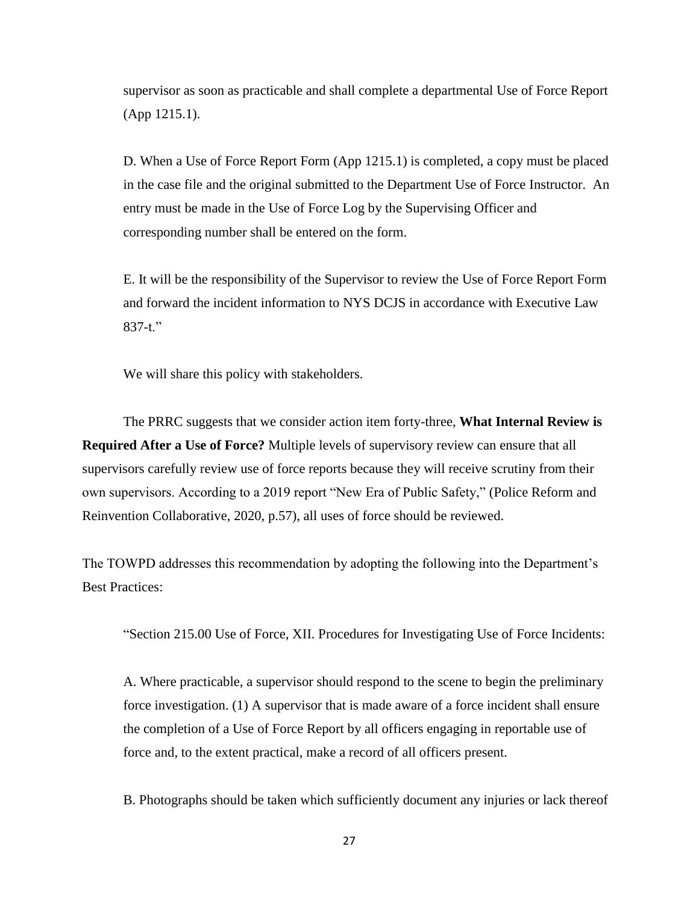supervisor as soon as practicable and shall complete a departmental Use of Force Report (App 1215.1).

D. When a Use of Force Report Form (App 1215.1) is completed, a copy must be placed in the case file and the original submitted to the Department Use of Force Instructor. An entry must be made in the Use of Force Log by the Supervising Officer and corresponding number shall be entered on the form.

E. It will be the responsibility of the Supervisor to review the Use of Force Report Form and forward the incident information to NYS DCJS in accordance with Executive Law 837-t."

We will share this policy with stakeholders.

The PRRC suggests that we consider action item forty-three, **What Internal Review is Required After a Use of Force?** Multiple levels of supervisory review can ensure that all supervisors carefully review use of force reports because they will receive scrutiny from their own supervisors. According to a 2019 report "New Era of Public Safety," (Police Reform and Reinvention Collaborative, 2020, p.57), all uses of force should be reviewed.

The TOWPD addresses this recommendation by adopting the following into the Department's Best Practices:

"Section 215.00 Use of Force, XII. Procedures for Investigating Use of Force Incidents:

A. Where practicable, a supervisor should respond to the scene to begin the preliminary force investigation. (1) A supervisor that is made aware of a force incident shall ensure the completion of a Use of Force Report by all officers engaging in reportable use of force and, to the extent practical, make a record of all officers present.

B. Photographs should be taken which sufficiently document any injuries or lack thereof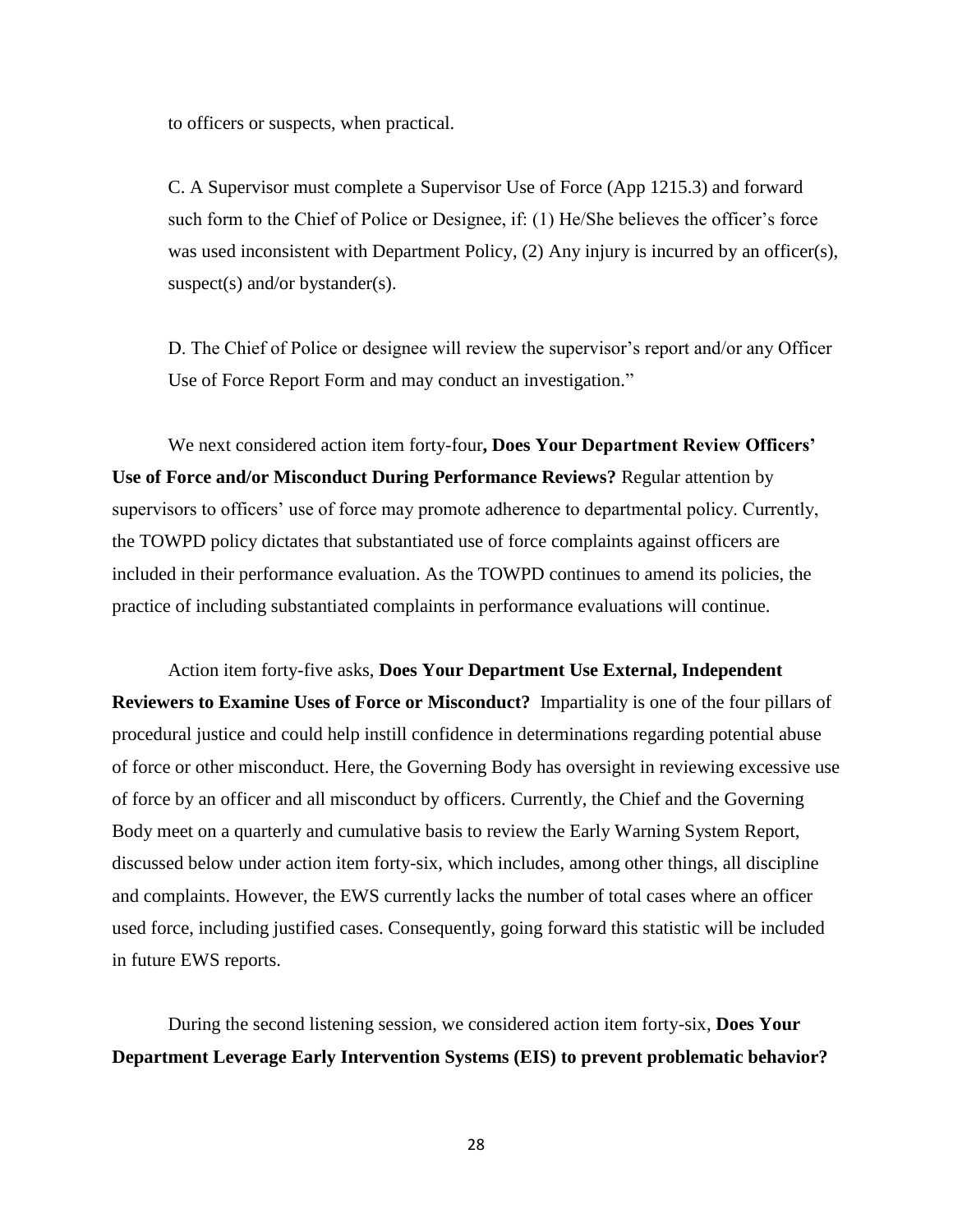to officers or suspects, when practical.

C. A Supervisor must complete a Supervisor Use of Force (App 1215.3) and forward such form to the Chief of Police or Designee, if: (1) He/She believes the officer's force was used inconsistent with Department Policy, (2) Any injury is incurred by an officer(s), suspect(s) and/or bystander(s).

D. The Chief of Police or designee will review the supervisor's report and/or any Officer Use of Force Report Form and may conduct an investigation."

We next considered action item forty-four**, Does Your Department Review Officers' Use of Force and/or Misconduct During Performance Reviews?** Regular attention by supervisors to officers' use of force may promote adherence to departmental policy. Currently, the TOWPD policy dictates that substantiated use of force complaints against officers are included in their performance evaluation. As the TOWPD continues to amend its policies, the practice of including substantiated complaints in performance evaluations will continue.

Action item forty-five asks, **Does Your Department Use External, Independent Reviewers to Examine Uses of Force or Misconduct?** Impartiality is one of the four pillars of procedural justice and could help instill confidence in determinations regarding potential abuse of force or other misconduct. Here, the Governing Body has oversight in reviewing excessive use of force by an officer and all misconduct by officers. Currently, the Chief and the Governing Body meet on a quarterly and cumulative basis to review the Early Warning System Report, discussed below under action item forty-six, which includes, among other things, all discipline and complaints. However, the EWS currently lacks the number of total cases where an officer used force, including justified cases. Consequently, going forward this statistic will be included in future EWS reports.

During the second listening session, we considered action item forty-six, **Does Your Department Leverage Early Intervention Systems (EIS) to prevent problematic behavior?**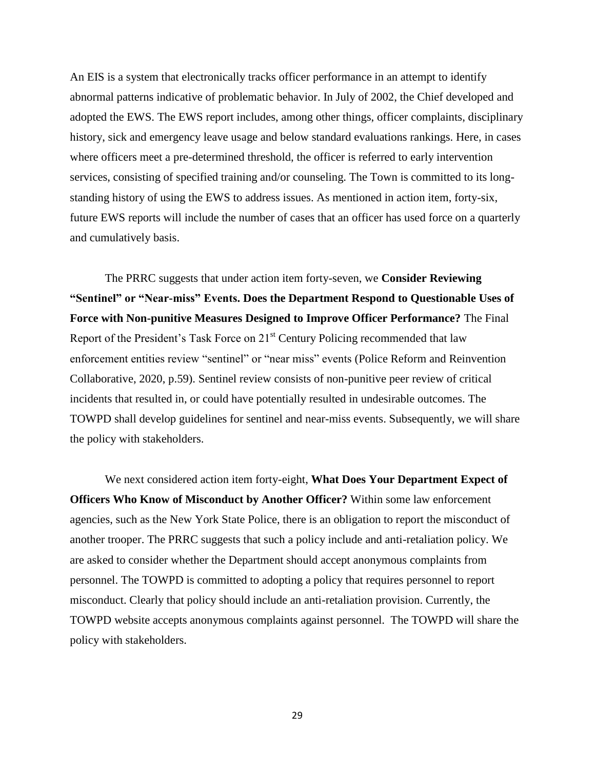An EIS is a system that electronically tracks officer performance in an attempt to identify abnormal patterns indicative of problematic behavior. In July of 2002, the Chief developed and adopted the EWS. The EWS report includes, among other things, officer complaints, disciplinary history, sick and emergency leave usage and below standard evaluations rankings. Here, in cases where officers meet a pre-determined threshold, the officer is referred to early intervention services, consisting of specified training and/or counseling. The Town is committed to its long-standing history of using the EWS to address issues. As mentioned in action item, forty-six, future EWS reports will include the number of cases that an officer has used force on a quarterly and cumulatively basis.

The PRRC suggests that under action item forty-seven, we **Consider Reviewing "Sentinel" or "Near-miss" Events. Does the Department Respond to Questionable Uses of Force with Non-punitive Measures Designed to Improve Officer Performance?** The Final Report of the President's Task Force on 21st Century Policing recommended that law enforcement entities review "sentinel" or "near miss" events (Police Reform and Reinvention Collaborative, 2020, p.59). Sentinel review consists of non-punitive peer review of critical incidents that resulted in, or could have potentially resulted in undesirable outcomes. The TOWPD shall develop guidelines for sentinel and near-miss events. Subsequently, we will share the policy with stakeholders.

We next considered action item forty-eight, **What Does Your Department Expect of Officers Who Know of Misconduct by Another Officer?** Within some law enforcement agencies, such as the New York State Police, there is an obligation to report the misconduct of another trooper. The PRRC suggests that such a policy include and anti-retaliation policy. We are asked to consider whether the Department should accept anonymous complaints from personnel. The TOWPD is committed to adopting a policy that requires personnel to report misconduct. Clearly that policy should include an anti-retaliation provision. Currently, the TOWPD website accepts anonymous complaints against personnel. The TOWPD will share the policy with stakeholders.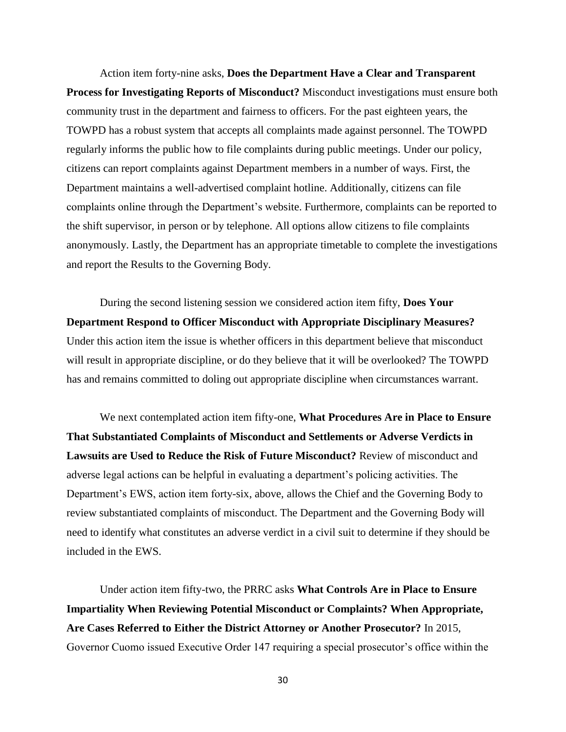Action item forty-nine asks, **Does the Department Have a Clear and Transparent Process for Investigating Reports of Misconduct?** Misconduct investigations must ensure both community trust in the department and fairness to officers. For the past eighteen years, the TOWPD has a robust system that accepts all complaints made against personnel. The TOWPD regularly informs the public how to file complaints during public meetings. Under our policy, citizens can report complaints against Department members in a number of ways. First, the Department maintains a well-advertised complaint hotline. Additionally, citizens can file complaints online through the Department's website. Furthermore, complaints can be reported to the shift supervisor, in person or by telephone. All options allow citizens to file complaints anonymously. Lastly, the Department has an appropriate timetable to complete the investigations and report the Results to the Governing Body.

During the second listening session we considered action item fifty, **Does Your Department Respond to Officer Misconduct with Appropriate Disciplinary Measures?** Under this action item the issue is whether officers in this department believe that misconduct will result in appropriate discipline, or do they believe that it will be overlooked? The TOWPD has and remains committed to doling out appropriate discipline when circumstances warrant.

We next contemplated action item fifty-one, **What Procedures Are in Place to Ensure That Substantiated Complaints of Misconduct and Settlements or Adverse Verdicts in Lawsuits are Used to Reduce the Risk of Future Misconduct?** Review of misconduct and adverse legal actions can be helpful in evaluating a department's policing activities. The Department's EWS, action item forty-six, above, allows the Chief and the Governing Body to review substantiated complaints of misconduct. The Department and the Governing Body will need to identify what constitutes an adverse verdict in a civil suit to determine if they should be included in the EWS.

Under action item fifty-two, the PRRC asks **What Controls Are in Place to Ensure Impartiality When Reviewing Potential Misconduct or Complaints? When Appropriate, Are Cases Referred to Either the District Attorney or Another Prosecutor?** In 2015, Governor Cuomo issued Executive Order 147 requiring a special prosecutor's office within the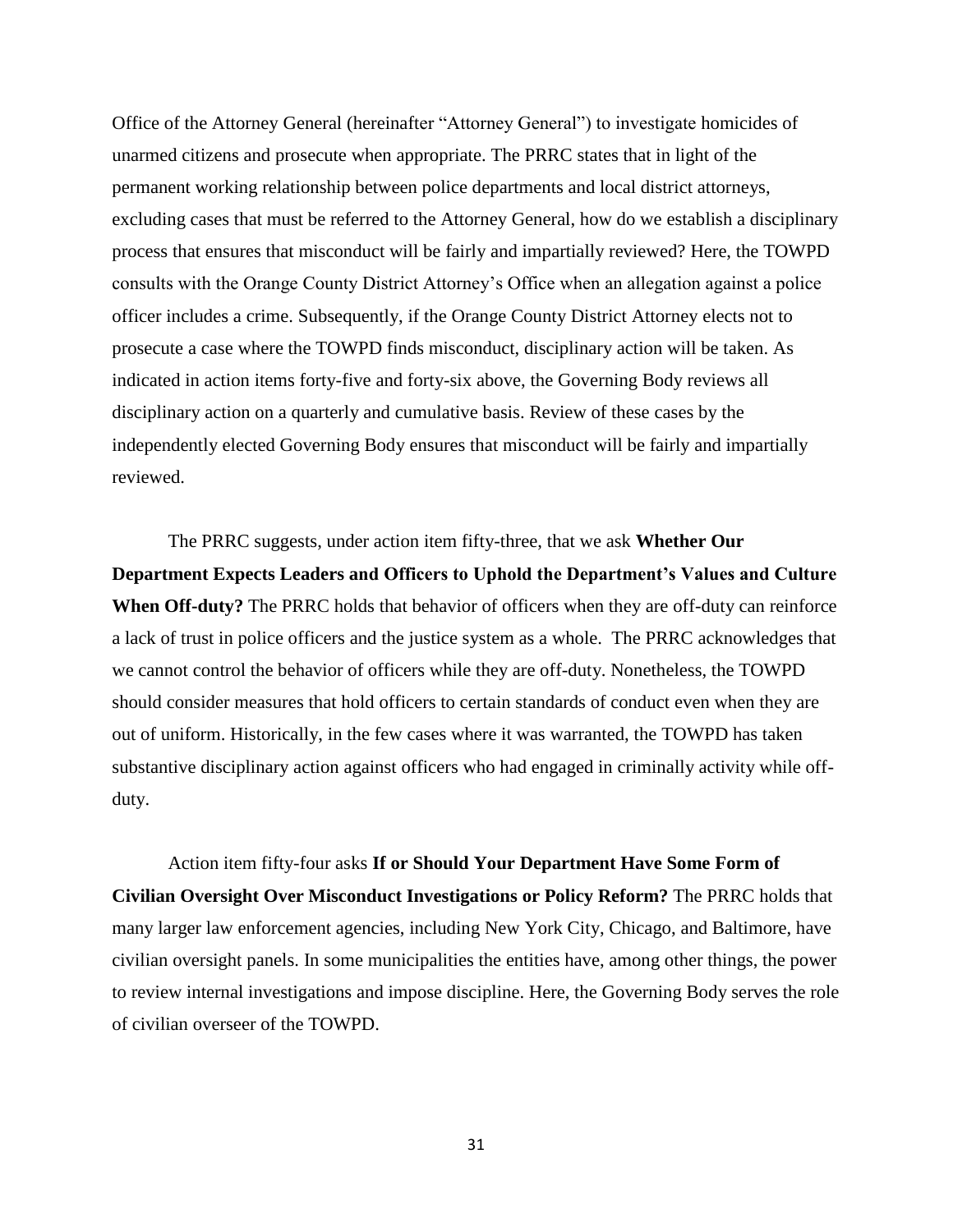Office of the Attorney General (hereinafter "Attorney General") to investigate homicides of unarmed citizens and prosecute when appropriate. The PRRC states that in light of the permanent working relationship between police departments and local district attorneys, excluding cases that must be referred to the Attorney General, how do we establish a disciplinary process that ensures that misconduct will be fairly and impartially reviewed? Here, the TOWPD consults with the Orange County District Attorney's Office when an allegation against a police officer includes a crime. Subsequently, if the Orange County District Attorney elects not to prosecute a case where the TOWPD finds misconduct, disciplinary action will be taken. As indicated in action items forty-five and forty-six above, the Governing Body reviews all disciplinary action on a quarterly and cumulative basis. Review of these cases by the independently elected Governing Body ensures that misconduct will be fairly and impartially reviewed.

The PRRC suggests, under action item fifty-three, that we ask **Whether Our Department Expects Leaders and Officers to Uphold the Department's Values and Culture When Off-duty?** The PRRC holds that behavior of officers when they are off-duty can reinforce a lack of trust in police officers and the justice system as a whole. The PRRC acknowledges that we cannot control the behavior of officers while they are off-duty. Nonetheless, the TOWPD should consider measures that hold officers to certain standards of conduct even when they are out of uniform. Historically, in the few cases where it was warranted, the TOWPD has taken substantive disciplinary action against officers who had engaged in criminally activity while off-duty.

Action item fifty-four asks **If or Should Your Department Have Some Form of Civilian Oversight Over Misconduct Investigations or Policy Reform?** The PRRC holds that many larger law enforcement agencies, including New York City, Chicago, and Baltimore, have civilian oversight panels. In some municipalities the entities have, among other things, the power to review internal investigations and impose discipline. Here, the Governing Body serves the role of civilian overseer of the TOWPD.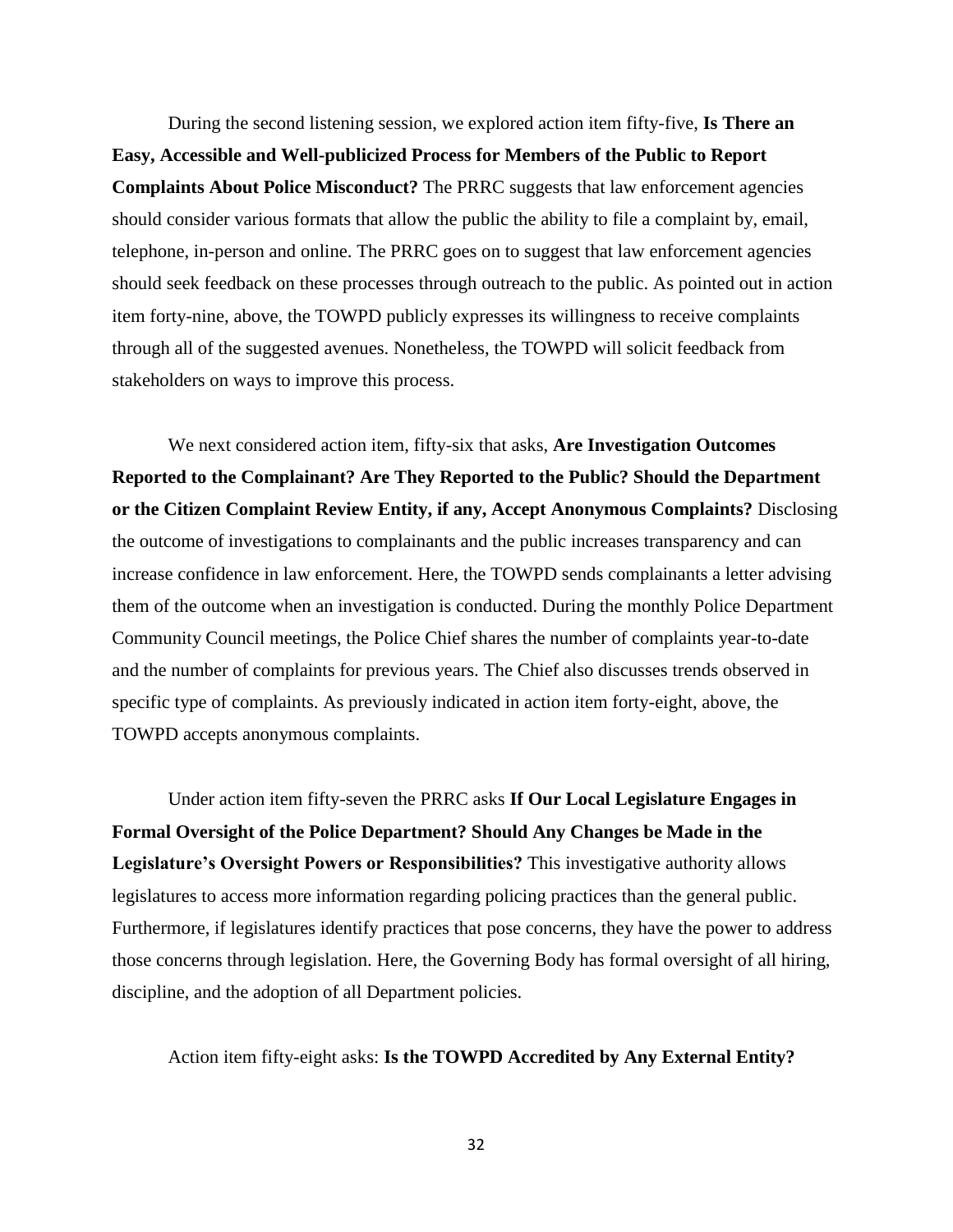During the second listening session, we explored action item fifty-five, **Is There an Easy, Accessible and Well-publicized Process for Members of the Public to Report Complaints About Police Misconduct?** The PRRC suggests that law enforcement agencies should consider various formats that allow the public the ability to file a complaint by, email, telephone, in-person and online. The PRRC goes on to suggest that law enforcement agencies should seek feedback on these processes through outreach to the public. As pointed out in action item forty-nine, above, the TOWPD publicly expresses its willingness to receive complaints through all of the suggested avenues. Nonetheless, the TOWPD will solicit feedback from stakeholders on ways to improve this process.

We next considered action item, fifty-six that asks, **Are Investigation Outcomes Reported to the Complainant? Are They Reported to the Public? Should the Department or the Citizen Complaint Review Entity, if any, Accept Anonymous Complaints?** Disclosing the outcome of investigations to complainants and the public increases transparency and can increase confidence in law enforcement. Here, the TOWPD sends complainants a letter advising them of the outcome when an investigation is conducted. During the monthly Police Department Community Council meetings, the Police Chief shares the number of complaints year-to-date and the number of complaints for previous years. The Chief also discusses trends observed in specific type of complaints. As previously indicated in action item forty-eight, above, the TOWPD accepts anonymous complaints.

Under action item fifty-seven the PRRC asks **If Our Local Legislature Engages in Formal Oversight of the Police Department? Should Any Changes be Made in the Legislature's Oversight Powers or Responsibilities?** This investigative authority allows legislatures to access more information regarding policing practices than the general public. Furthermore, if legislatures identify practices that pose concerns, they have the power to address those concerns through legislation. Here, the Governing Body has formal oversight of all hiring, discipline, and the adoption of all Department policies.

Action item fifty-eight asks: **Is the TOWPD Accredited by Any External Entity?**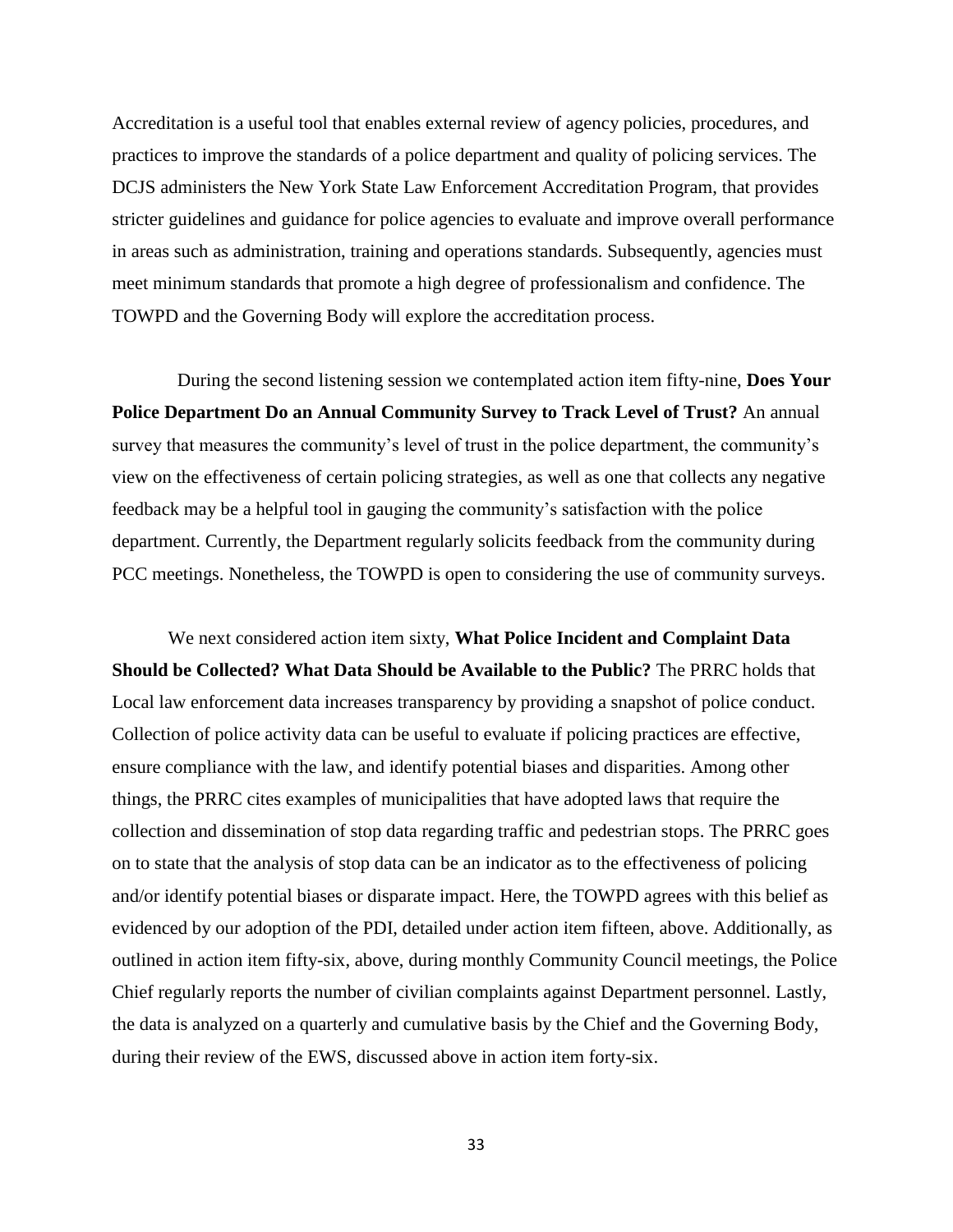Accreditation is a useful tool that enables external review of agency policies, procedures, and practices to improve the standards of a police department and quality of policing services. The DCJS administers the New York State Law Enforcement Accreditation Program, that provides stricter guidelines and guidance for police agencies to evaluate and improve overall performance in areas such as administration, training and operations standards. Subsequently, agencies must meet minimum standards that promote a high degree of professionalism and confidence. The TOWPD and the Governing Body will explore the accreditation process.

During the second listening session we contemplated action item fifty-nine, **Does Your Police Department Do an Annual Community Survey to Track Level of Trust?** An annual survey that measures the community's level of trust in the police department, the community's view on the effectiveness of certain policing strategies, as well as one that collects any negative feedback may be a helpful tool in gauging the community's satisfaction with the police department. Currently, the Department regularly solicits feedback from the community during PCC meetings. Nonetheless, the TOWPD is open to considering the use of community surveys.

We next considered action item sixty, **What Police Incident and Complaint Data Should be Collected? What Data Should be Available to the Public?** The PRRC holds that Local law enforcement data increases transparency by providing a snapshot of police conduct. Collection of police activity data can be useful to evaluate if policing practices are effective, ensure compliance with the law, and identify potential biases and disparities. Among other things, the PRRC cites examples of municipalities that have adopted laws that require the collection and dissemination of stop data regarding traffic and pedestrian stops. The PRRC goes on to state that the analysis of stop data can be an indicator as to the effectiveness of policing and/or identify potential biases or disparate impact. Here, the TOWPD agrees with this belief as evidenced by our adoption of the PDI, detailed under action item fifteen, above. Additionally, as outlined in action item fifty-six, above, during monthly Community Council meetings, the Police Chief regularly reports the number of civilian complaints against Department personnel. Lastly, the data is analyzed on a quarterly and cumulative basis by the Chief and the Governing Body, during their review of the EWS, discussed above in action item forty-six.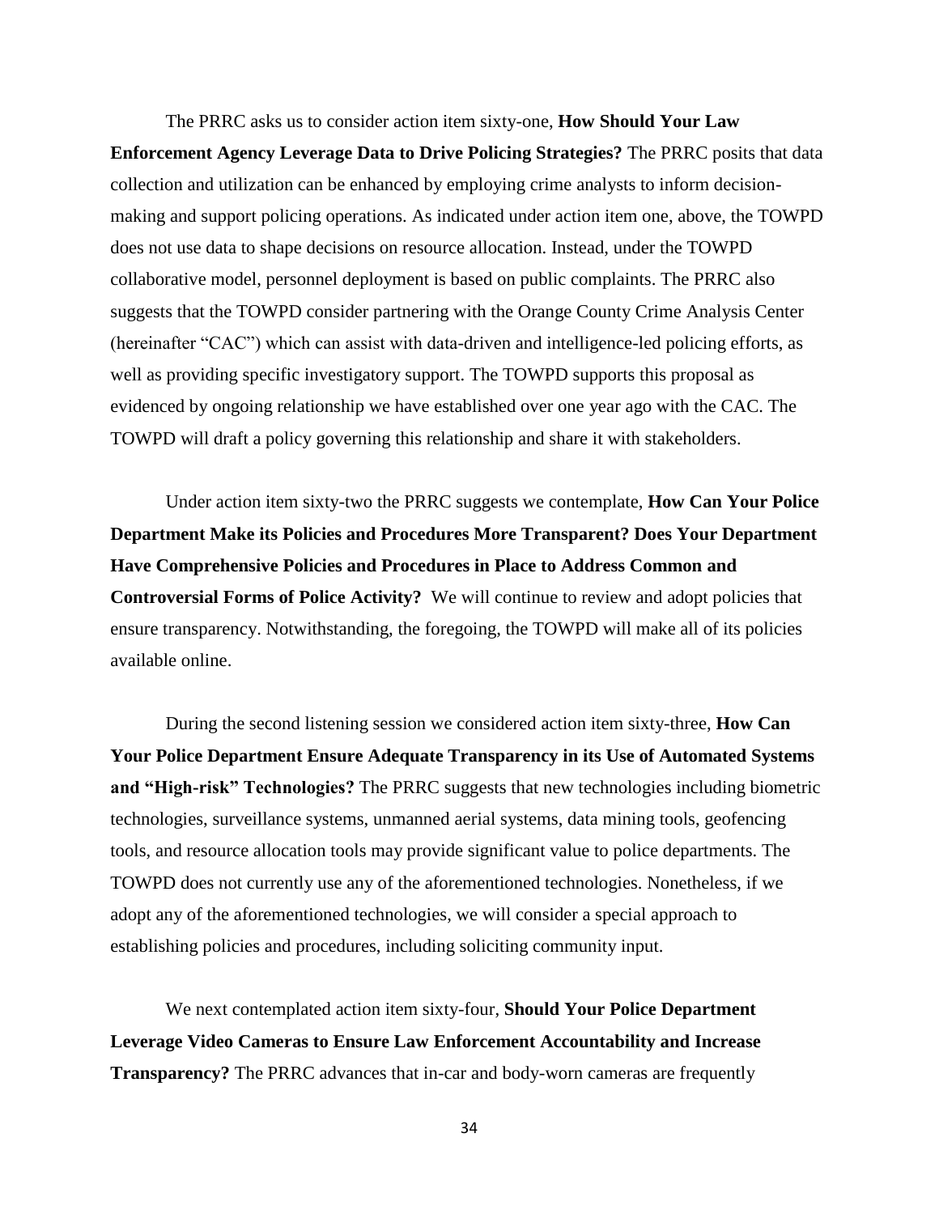The PRRC asks us to consider action item sixty-one, **How Should Your Law Enforcement Agency Leverage Data to Drive Policing Strategies?** The PRRC posits that data collection and utilization can be enhanced by employing crime analysts to inform decision-making and support policing operations. As indicated under action item one, above, the TOWPD does not use data to shape decisions on resource allocation. Instead, under the TOWPD collaborative model, personnel deployment is based on public complaints. The PRRC also suggests that the TOWPD consider partnering with the Orange County Crime Analysis Center (hereinafter "CAC") which can assist with data-driven and intelligence-led policing efforts, as well as providing specific investigatory support. The TOWPD supports this proposal as evidenced by ongoing relationship we have established over one year ago with the CAC. The TOWPD will draft a policy governing this relationship and share it with stakeholders.

Under action item sixty-two the PRRC suggests we contemplate, **How Can Your Police Department Make its Policies and Procedures More Transparent? Does Your Department Have Comprehensive Policies and Procedures in Place to Address Common and Controversial Forms of Police Activity?** We will continue to review and adopt policies that ensure transparency. Notwithstanding, the foregoing, the TOWPD will make all of its policies available online.

During the second listening session we considered action item sixty-three, **How Can Your Police Department Ensure Adequate Transparency in its Use of Automated Systems and "High-risk" Technologies?** The PRRC suggests that new technologies including biometric technologies, surveillance systems, unmanned aerial systems, data mining tools, geofencing tools, and resource allocation tools may provide significant value to police departments. The TOWPD does not currently use any of the aforementioned technologies. Nonetheless, if we adopt any of the aforementioned technologies, we will consider a special approach to establishing policies and procedures, including soliciting community input.

We next contemplated action item sixty-four, **Should Your Police Department Leverage Video Cameras to Ensure Law Enforcement Accountability and Increase Transparency?** The PRRC advances that in-car and body-worn cameras are frequently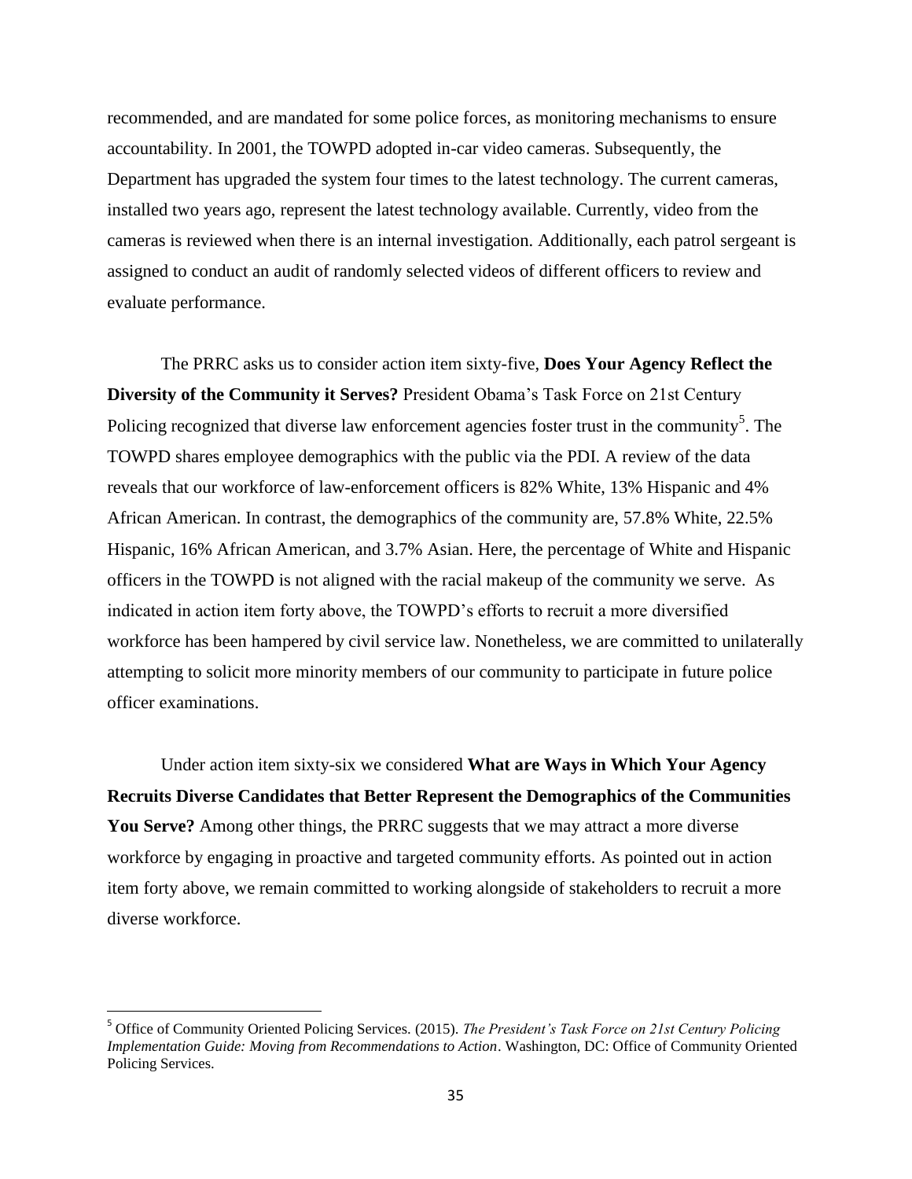recommended, and are mandated for some police forces, as monitoring mechanisms to ensure accountability. In 2001, the TOWPD adopted in-car video cameras. Subsequently, the Department has upgraded the system four times to the latest technology. The current cameras, installed two years ago, represent the latest technology available. Currently, video from the cameras is reviewed when there is an internal investigation. Additionally, each patrol sergeant is assigned to conduct an audit of randomly selected videos of different officers to review and evaluate performance.

The PRRC asks us to consider action item sixty-five, **Does Your Agency Reflect the Diversity of the Community it Serves?** President Obama's Task Force on 21st Century Policing recognized that diverse law enforcement agencies foster trust in the community[5]. The TOWPD shares employee demographics with the public via the PDI. A review of the data reveals that our workforce of law-enforcement officers is 82% White, 13% Hispanic and 4% African American. In contrast, the demographics of the community are, 57.8% White, 22.5% Hispanic, 16% African American, and 3.7% Asian. Here, the percentage of White and Hispanic officers in the TOWPD is not aligned with the racial makeup of the community we serve. As indicated in action item forty above, the TOWPD's efforts to recruit a more diversified workforce has been hampered by civil service law. Nonetheless, we are committed to unilaterally attempting to solicit more minority members of our community to participate in future police officer examinations.

Under action item sixty-six we considered **What are Ways in Which Your Agency Recruits Diverse Candidates that Better Represent the Demographics of the Communities You Serve?** Among other things, the PRRC suggests that we may attract a more diverse workforce by engaging in proactive and targeted community efforts. As pointed out in action item forty above, we remain committed to working alongside of stakeholders to recruit a more diverse workforce.

---

[5] Office of Community Oriented Policing Services. (2015). *The President's Task Force on 21st Century Policing Implementation Guide: Moving from Recommendations to Action*. Washington, DC: Office of Community Oriented Policing Services.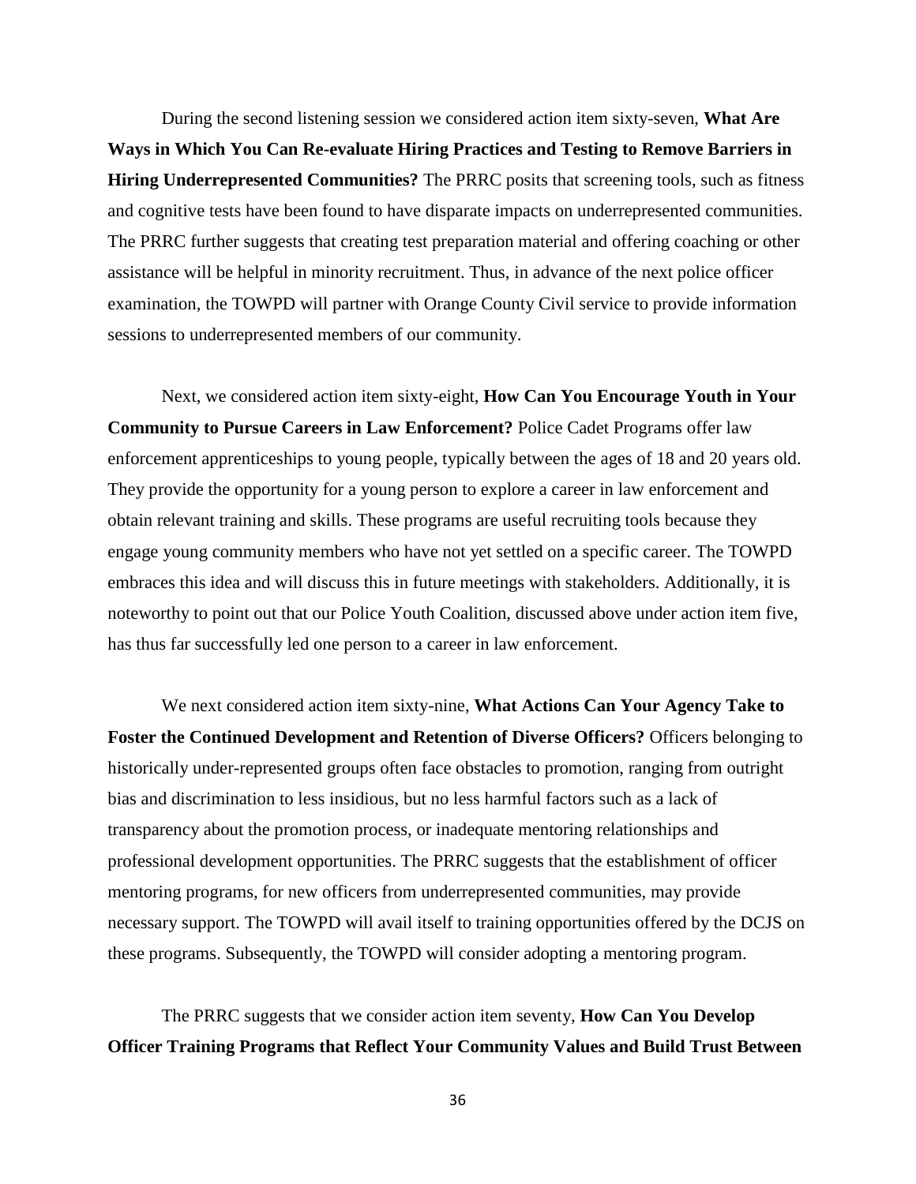During the second listening session we considered action item sixty-seven, **What Are Ways in Which You Can Re-evaluate Hiring Practices and Testing to Remove Barriers in Hiring Underrepresented Communities?** The PRRC posits that screening tools, such as fitness and cognitive tests have been found to have disparate impacts on underrepresented communities. The PRRC further suggests that creating test preparation material and offering coaching or other assistance will be helpful in minority recruitment. Thus, in advance of the next police officer examination, the TOWPD will partner with Orange County Civil service to provide information sessions to underrepresented members of our community.

Next, we considered action item sixty-eight, **How Can You Encourage Youth in Your Community to Pursue Careers in Law Enforcement?** Police Cadet Programs offer law enforcement apprenticeships to young people, typically between the ages of 18 and 20 years old. They provide the opportunity for a young person to explore a career in law enforcement and obtain relevant training and skills. These programs are useful recruiting tools because they engage young community members who have not yet settled on a specific career. The TOWPD embraces this idea and will discuss this in future meetings with stakeholders. Additionally, it is noteworthy to point out that our Police Youth Coalition, discussed above under action item five, has thus far successfully led one person to a career in law enforcement.

We next considered action item sixty-nine, **What Actions Can Your Agency Take to Foster the Continued Development and Retention of Diverse Officers?** Officers belonging to historically under-represented groups often face obstacles to promotion, ranging from outright bias and discrimination to less insidious, but no less harmful factors such as a lack of transparency about the promotion process, or inadequate mentoring relationships and professional development opportunities. The PRRC suggests that the establishment of officer mentoring programs, for new officers from underrepresented communities, may provide necessary support. The TOWPD will avail itself to training opportunities offered by the DCJS on these programs. Subsequently, the TOWPD will consider adopting a mentoring program.

The PRRC suggests that we consider action item seventy, **How Can You Develop Officer Training Programs that Reflect Your Community Values and Build Trust Between**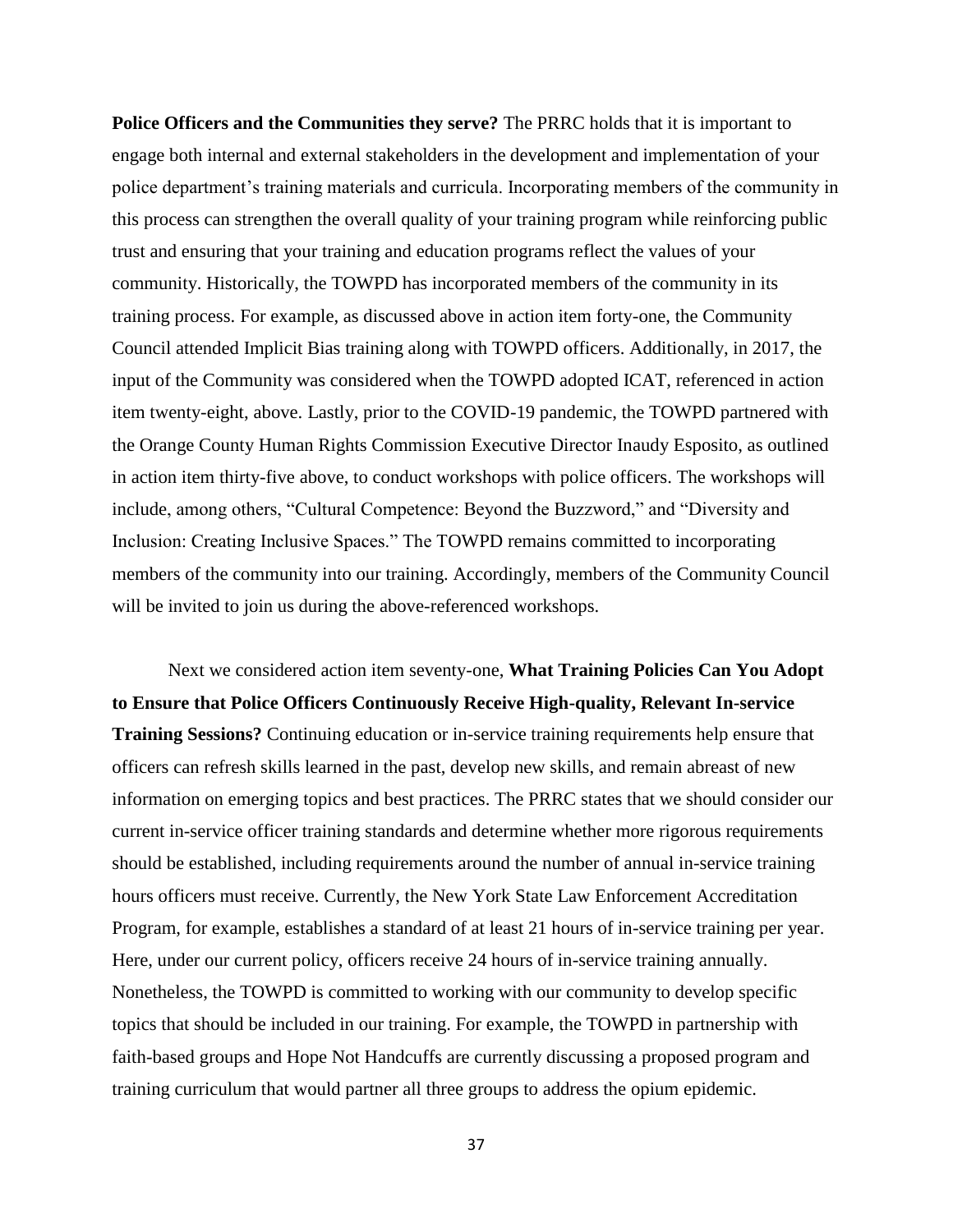**Police Officers and the Communities they serve?** The PRRC holds that it is important to engage both internal and external stakeholders in the development and implementation of your police department's training materials and curricula. Incorporating members of the community in this process can strengthen the overall quality of your training program while reinforcing public trust and ensuring that your training and education programs reflect the values of your community. Historically, the TOWPD has incorporated members of the community in its training process. For example, as discussed above in action item forty-one, the Community Council attended Implicit Bias training along with TOWPD officers. Additionally, in 2017, the input of the Community was considered when the TOWPD adopted ICAT, referenced in action item twenty-eight, above. Lastly, prior to the COVID-19 pandemic, the TOWPD partnered with the Orange County Human Rights Commission Executive Director Inaudy Esposito, as outlined in action item thirty-five above, to conduct workshops with police officers. The workshops will include, among others, "Cultural Competence: Beyond the Buzzword," and "Diversity and Inclusion: Creating Inclusive Spaces." The TOWPD remains committed to incorporating members of the community into our training. Accordingly, members of the Community Council will be invited to join us during the above-referenced workshops.

Next we considered action item seventy-one, **What Training Policies Can You Adopt to Ensure that Police Officers Continuously Receive High-quality, Relevant In-service Training Sessions?** Continuing education or in-service training requirements help ensure that officers can refresh skills learned in the past, develop new skills, and remain abreast of new information on emerging topics and best practices. The PRRC states that we should consider our current in-service officer training standards and determine whether more rigorous requirements should be established, including requirements around the number of annual in-service training hours officers must receive. Currently, the New York State Law Enforcement Accreditation Program, for example, establishes a standard of at least 21 hours of in-service training per year. Here, under our current policy, officers receive 24 hours of in-service training annually. Nonetheless, the TOWPD is committed to working with our community to develop specific topics that should be included in our training. For example, the TOWPD in partnership with faith-based groups and Hope Not Handcuffs are currently discussing a proposed program and training curriculum that would partner all three groups to address the opium epidemic.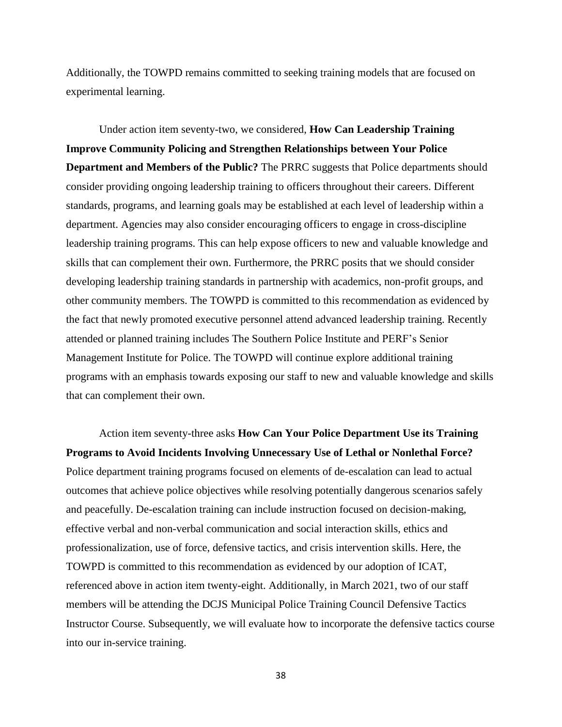Additionally, the TOWPD remains committed to seeking training models that are focused on experimental learning.

Under action item seventy-two, we considered, **How Can Leadership Training Improve Community Policing and Strengthen Relationships between Your Police Department and Members of the Public?** The PRRC suggests that Police departments should consider providing ongoing leadership training to officers throughout their careers. Different standards, programs, and learning goals may be established at each level of leadership within a department. Agencies may also consider encouraging officers to engage in cross-discipline leadership training programs. This can help expose officers to new and valuable knowledge and skills that can complement their own. Furthermore, the PRRC posits that we should consider developing leadership training standards in partnership with academics, non-profit groups, and other community members. The TOWPD is committed to this recommendation as evidenced by the fact that newly promoted executive personnel attend advanced leadership training. Recently attended or planned training includes The Southern Police Institute and PERF's Senior Management Institute for Police. The TOWPD will continue explore additional training programs with an emphasis towards exposing our staff to new and valuable knowledge and skills that can complement their own.

Action item seventy-three asks **How Can Your Police Department Use its Training Programs to Avoid Incidents Involving Unnecessary Use of Lethal or Nonlethal Force?** Police department training programs focused on elements of de-escalation can lead to actual outcomes that achieve police objectives while resolving potentially dangerous scenarios safely and peacefully. De-escalation training can include instruction focused on decision-making, effective verbal and non-verbal communication and social interaction skills, ethics and professionalization, use of force, defensive tactics, and crisis intervention skills. Here, the TOWPD is committed to this recommendation as evidenced by our adoption of ICAT, referenced above in action item twenty-eight. Additionally, in March 2021, two of our staff members will be attending the DCJS Municipal Police Training Council Defensive Tactics Instructor Course. Subsequently, we will evaluate how to incorporate the defensive tactics course into our in-service training.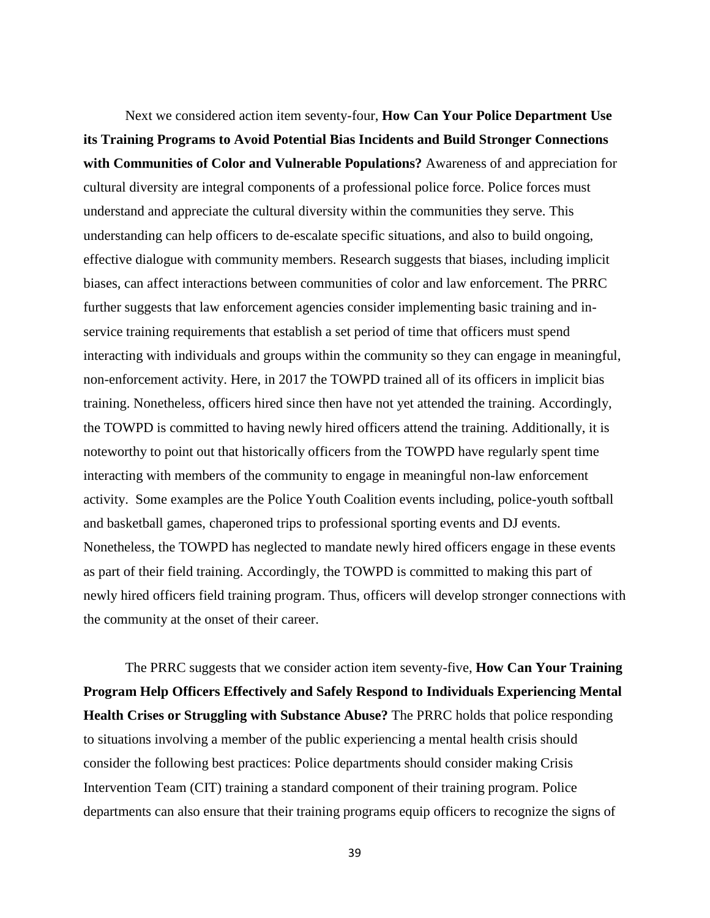Next we considered action item seventy-four, **How Can Your Police Department Use its Training Programs to Avoid Potential Bias Incidents and Build Stronger Connections with Communities of Color and Vulnerable Populations?** Awareness of and appreciation for cultural diversity are integral components of a professional police force. Police forces must understand and appreciate the cultural diversity within the communities they serve. This understanding can help officers to de-escalate specific situations, and also to build ongoing, effective dialogue with community members. Research suggests that biases, including implicit biases, can affect interactions between communities of color and law enforcement. The PRRC further suggests that law enforcement agencies consider implementing basic training and in-service training requirements that establish a set period of time that officers must spend interacting with individuals and groups within the community so they can engage in meaningful, non-enforcement activity. Here, in 2017 the TOWPD trained all of its officers in implicit bias training. Nonetheless, officers hired since then have not yet attended the training. Accordingly, the TOWPD is committed to having newly hired officers attend the training. Additionally, it is noteworthy to point out that historically officers from the TOWPD have regularly spent time interacting with members of the community to engage in meaningful non-law enforcement activity. Some examples are the Police Youth Coalition events including, police-youth softball and basketball games, chaperoned trips to professional sporting events and DJ events. Nonetheless, the TOWPD has neglected to mandate newly hired officers engage in these events as part of their field training. Accordingly, the TOWPD is committed to making this part of newly hired officers field training program. Thus, officers will develop stronger connections with the community at the onset of their career.

The PRRC suggests that we consider action item seventy-five, **How Can Your Training Program Help Officers Effectively and Safely Respond to Individuals Experiencing Mental Health Crises or Struggling with Substance Abuse?** The PRRC holds that police responding to situations involving a member of the public experiencing a mental health crisis should consider the following best practices: Police departments should consider making Crisis Intervention Team (CIT) training a standard component of their training program. Police departments can also ensure that their training programs equip officers to recognize the signs of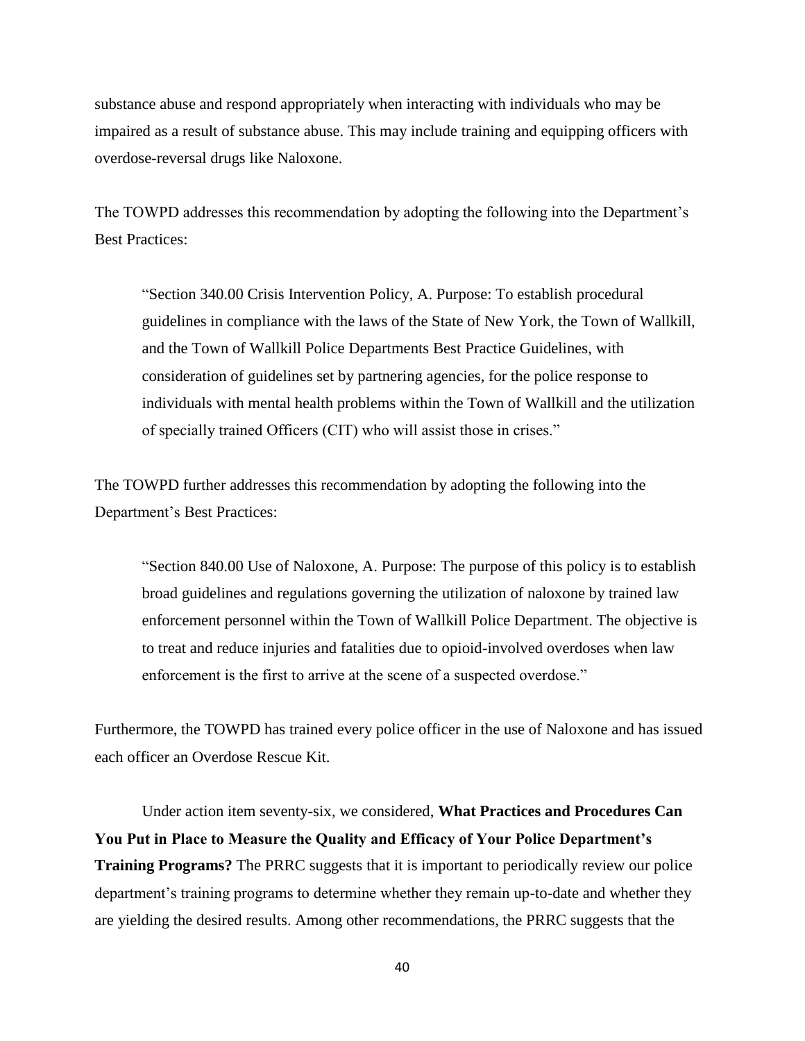substance abuse and respond appropriately when interacting with individuals who may be impaired as a result of substance abuse. This may include training and equipping officers with overdose-reversal drugs like Naloxone.

The TOWPD addresses this recommendation by adopting the following into the Department's Best Practices:

> "Section 340.00 Crisis Intervention Policy, A. Purpose: To establish procedural guidelines in compliance with the laws of the State of New York, the Town of Wallkill, and the Town of Wallkill Police Departments Best Practice Guidelines, with consideration of guidelines set by partnering agencies, for the police response to individuals with mental health problems within the Town of Wallkill and the utilization of specially trained Officers (CIT) who will assist those in crises."

The TOWPD further addresses this recommendation by adopting the following into the Department's Best Practices:

> "Section 840.00 Use of Naloxone, A. Purpose: The purpose of this policy is to establish broad guidelines and regulations governing the utilization of naloxone by trained law enforcement personnel within the Town of Wallkill Police Department. The objective is to treat and reduce injuries and fatalities due to opioid-involved overdoses when law enforcement is the first to arrive at the scene of a suspected overdose."

Furthermore, the TOWPD has trained every police officer in the use of Naloxone and has issued each officer an Overdose Rescue Kit.

Under action item seventy-six, we considered, **What Practices and Procedures Can You Put in Place to Measure the Quality and Efficacy of Your Police Department's Training Programs?** The PRRC suggests that it is important to periodically review our police department's training programs to determine whether they remain up-to-date and whether they are yielding the desired results. Among other recommendations, the PRRC suggests that the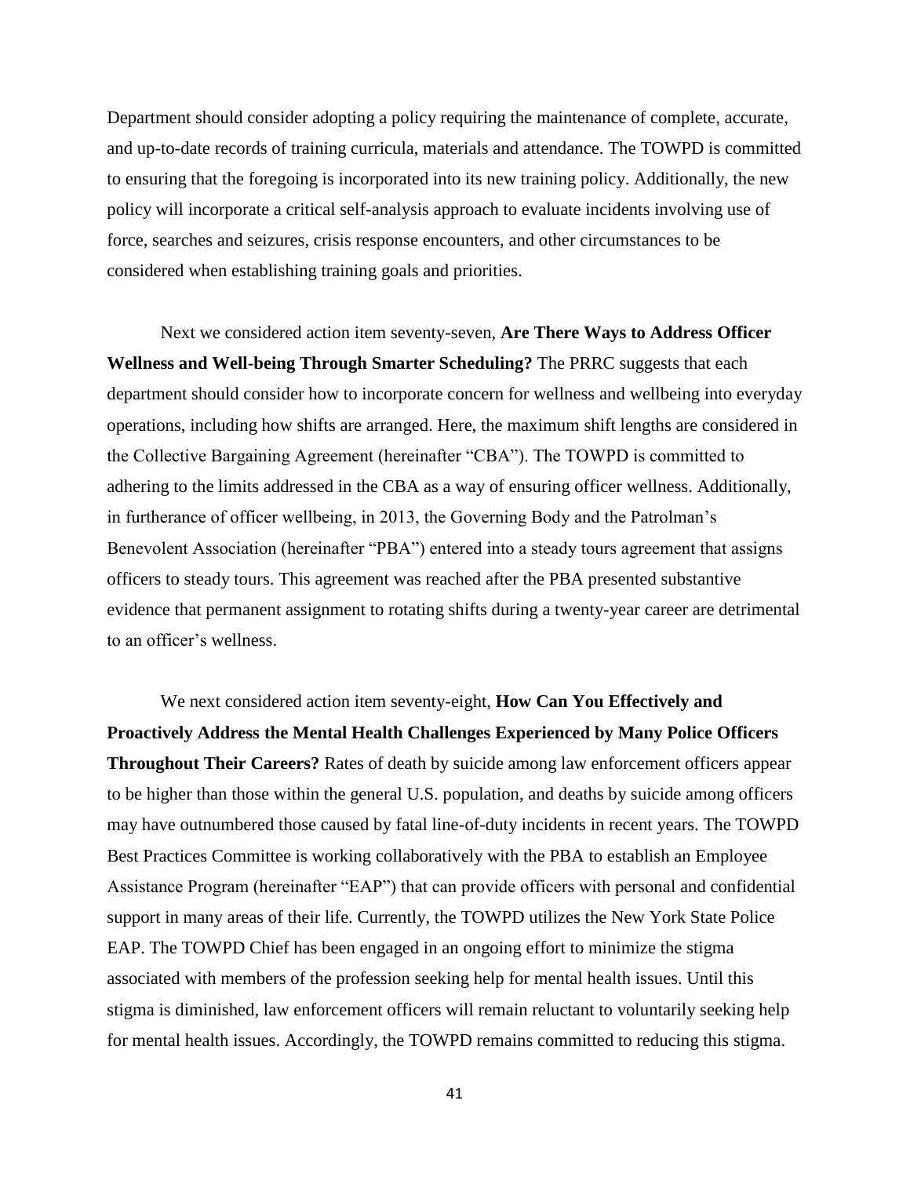Department should consider adopting a policy requiring the maintenance of complete, accurate, and up-to-date records of training curricula, materials and attendance. The TOWPD is committed to ensuring that the foregoing is incorporated into its new training policy. Additionally, the new policy will incorporate a critical self-analysis approach to evaluate incidents involving use of force, searches and seizures, crisis response encounters, and other circumstances to be considered when establishing training goals and priorities.

Next we considered action item seventy-seven, **Are There Ways to Address Officer Wellness and Well-being Through Smarter Scheduling?** The PRRC suggests that each department should consider how to incorporate concern for wellness and wellbeing into everyday operations, including how shifts are arranged. Here, the maximum shift lengths are considered in the Collective Bargaining Agreement (hereinafter "CBA"). The TOWPD is committed to adhering to the limits addressed in the CBA as a way of ensuring officer wellness. Additionally, in furtherance of officer wellbeing, in 2013, the Governing Body and the Patrolman's Benevolent Association (hereinafter "PBA") entered into a steady tours agreement that assigns officers to steady tours. This agreement was reached after the PBA presented substantive evidence that permanent assignment to rotating shifts during a twenty-year career are detrimental to an officer's wellness.

We next considered action item seventy-eight, **How Can You Effectively and Proactively Address the Mental Health Challenges Experienced by Many Police Officers Throughout Their Careers?** Rates of death by suicide among law enforcement officers appear to be higher than those within the general U.S. population, and deaths by suicide among officers may have outnumbered those caused by fatal line-of-duty incidents in recent years. The TOWPD Best Practices Committee is working collaboratively with the PBA to establish an Employee Assistance Program (hereinafter "EAP") that can provide officers with personal and confidential support in many areas of their life. Currently, the TOWPD utilizes the New York State Police EAP. The TOWPD Chief has been engaged in an ongoing effort to minimize the stigma associated with members of the profession seeking help for mental health issues. Until this stigma is diminished, law enforcement officers will remain reluctant to voluntarily seeking help for mental health issues. Accordingly, the TOWPD remains committed to reducing this stigma.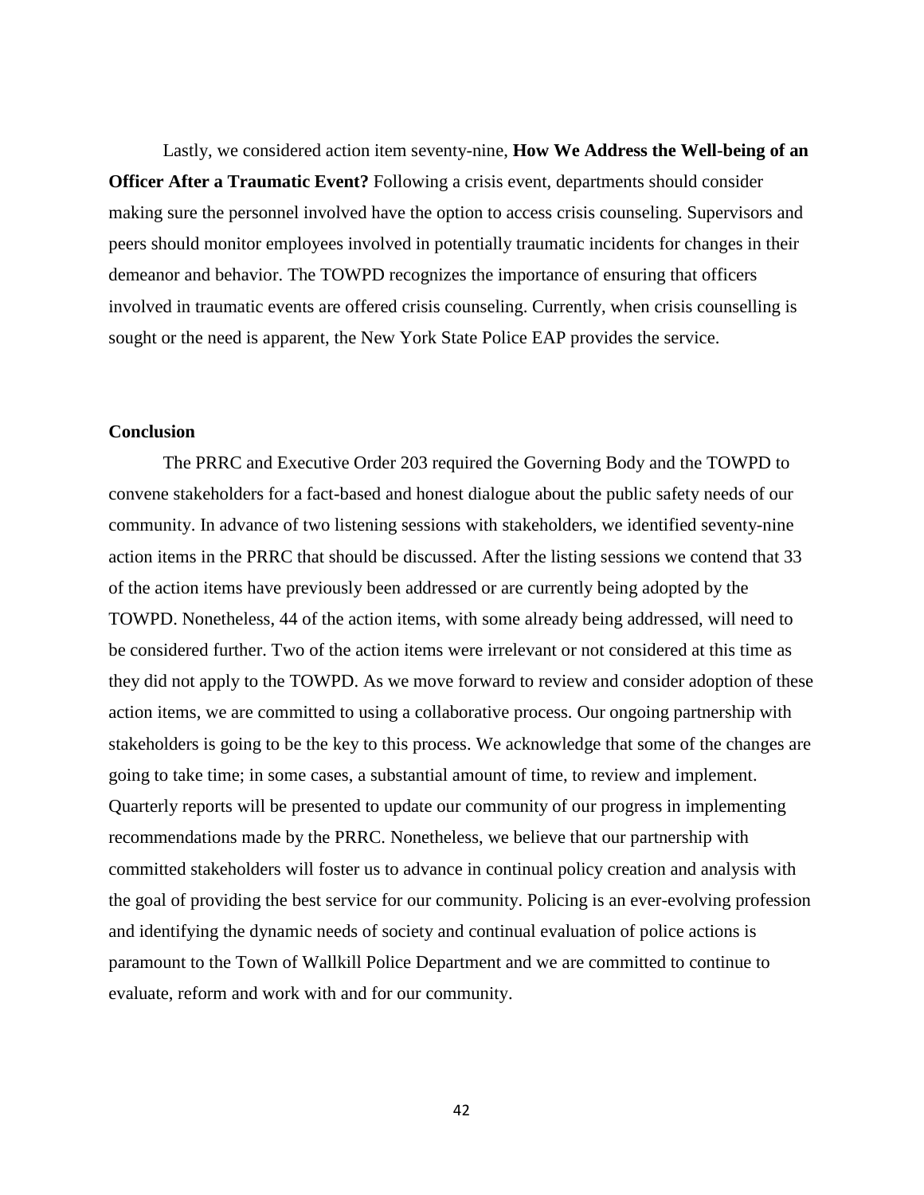Lastly, we considered action item seventy-nine, **How We Address the Well-being of an Officer After a Traumatic Event?** Following a crisis event, departments should consider making sure the personnel involved have the option to access crisis counseling. Supervisors and peers should monitor employees involved in potentially traumatic incidents for changes in their demeanor and behavior. The TOWPD recognizes the importance of ensuring that officers involved in traumatic events are offered crisis counseling. Currently, when crisis counselling is sought or the need is apparent, the New York State Police EAP provides the service.

**Conclusion**

The PRRC and Executive Order 203 required the Governing Body and the TOWPD to convene stakeholders for a fact-based and honest dialogue about the public safety needs of our community. In advance of two listening sessions with stakeholders, we identified seventy-nine action items in the PRRC that should be discussed. After the listing sessions we contend that 33 of the action items have previously been addressed or are currently being adopted by the TOWPD. Nonetheless, 44 of the action items, with some already being addressed, will need to be considered further. Two of the action items were irrelevant or not considered at this time as they did not apply to the TOWPD. As we move forward to review and consider adoption of these action items, we are committed to using a collaborative process. Our ongoing partnership with stakeholders is going to be the key to this process. We acknowledge that some of the changes are going to take time; in some cases, a substantial amount of time, to review and implement. Quarterly reports will be presented to update our community of our progress in implementing recommendations made by the PRRC. Nonetheless, we believe that our partnership with committed stakeholders will foster us to advance in continual policy creation and analysis with the goal of providing the best service for our community. Policing is an ever-evolving profession and identifying the dynamic needs of society and continual evaluation of police actions is paramount to the Town of Wallkill Police Department and we are committed to continue to evaluate, reform and work with and for our community.